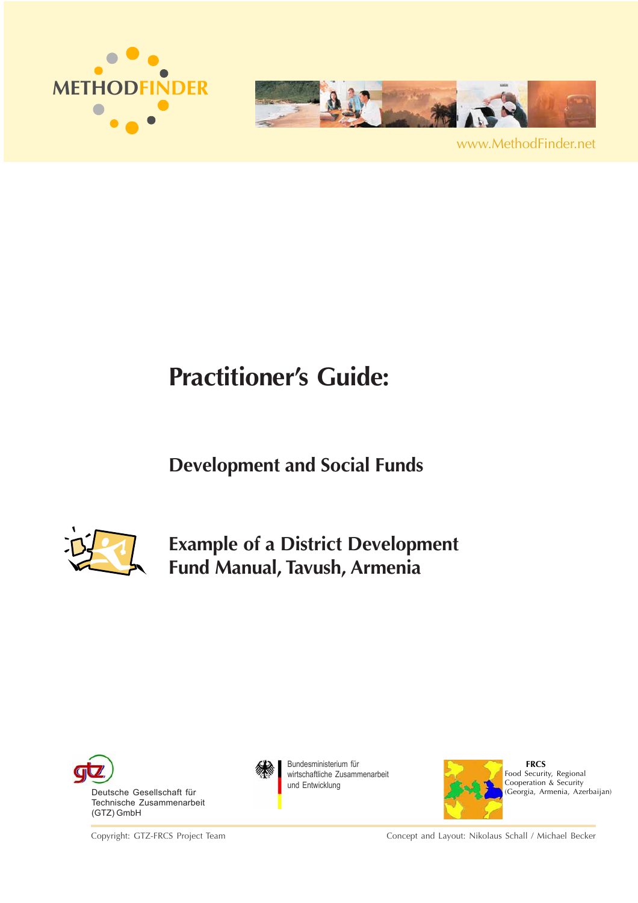METHODFINDER

www.MethodFinder.net

# Practitioner's Guide:

## Development and Social Funds

## Example of a District Development Fund Manual, Tavush, Armenia

Deutsche Gesellschaft für Technische Zusammenarbeit (GTZ) GmbH

Bundesministerium für wirtschaftliche Zusammenarbeit und Entwicklung

**FRCS**
Food Security, Regional Cooperation & Security (Georgia, Armenia, Azerbaijan)

Copyright: GTZ-FRCS Project Team

Concept and Layout: Nikolaus Schall / Michael Becker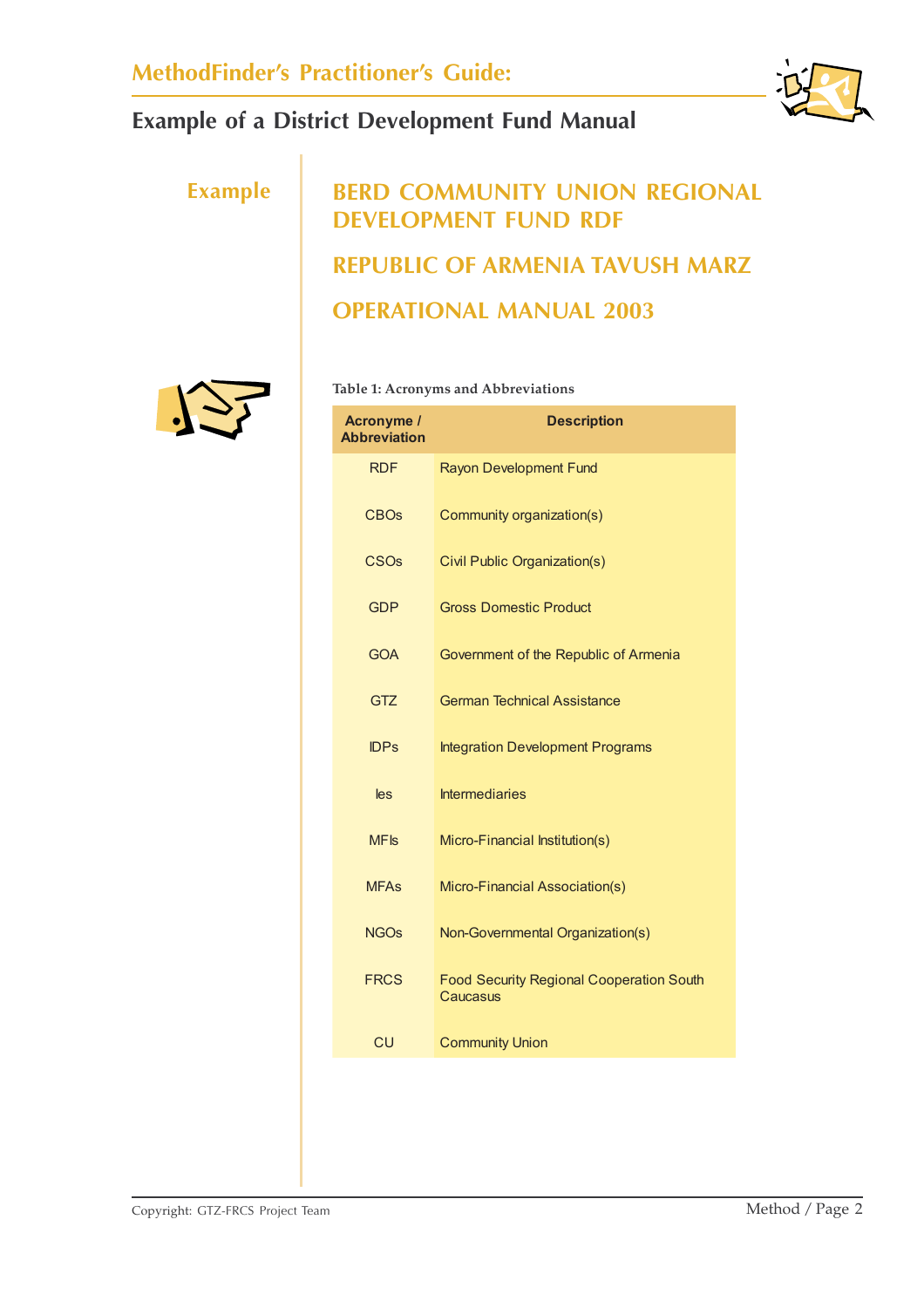Example

# BERD COMMUNITY UNION REGIONAL DEVELOPMENT FUND RDF

## REPUBLIC OF ARMENIA TAVUSH MARZ

## OPERATIONAL MANUAL 2003

**Table 1: Acronyms and Abbreviations**

| Acronyme / Abbreviation | Description |
|---|---|
| RDF | Rayon Development Fund |
| CBOs | Community organization(s) |
| CSOs | Civil Public Organization(s) |
| GDP | Gross Domestic Product |
| GOA | Government of the Republic of Armenia |
| GTZ | German Technical Assistance |
| IDPs | Integration Development Programs |
| Ies | Intermediaries |
| MFIs | Micro-Financial Institution(s) |
| MFAs | Micro-Financial Association(s) |
| NGOs | Non-Governmental Organization(s) |
| FRCS | Food Security Regional Cooperation South Caucasus |
| CU | Community Union |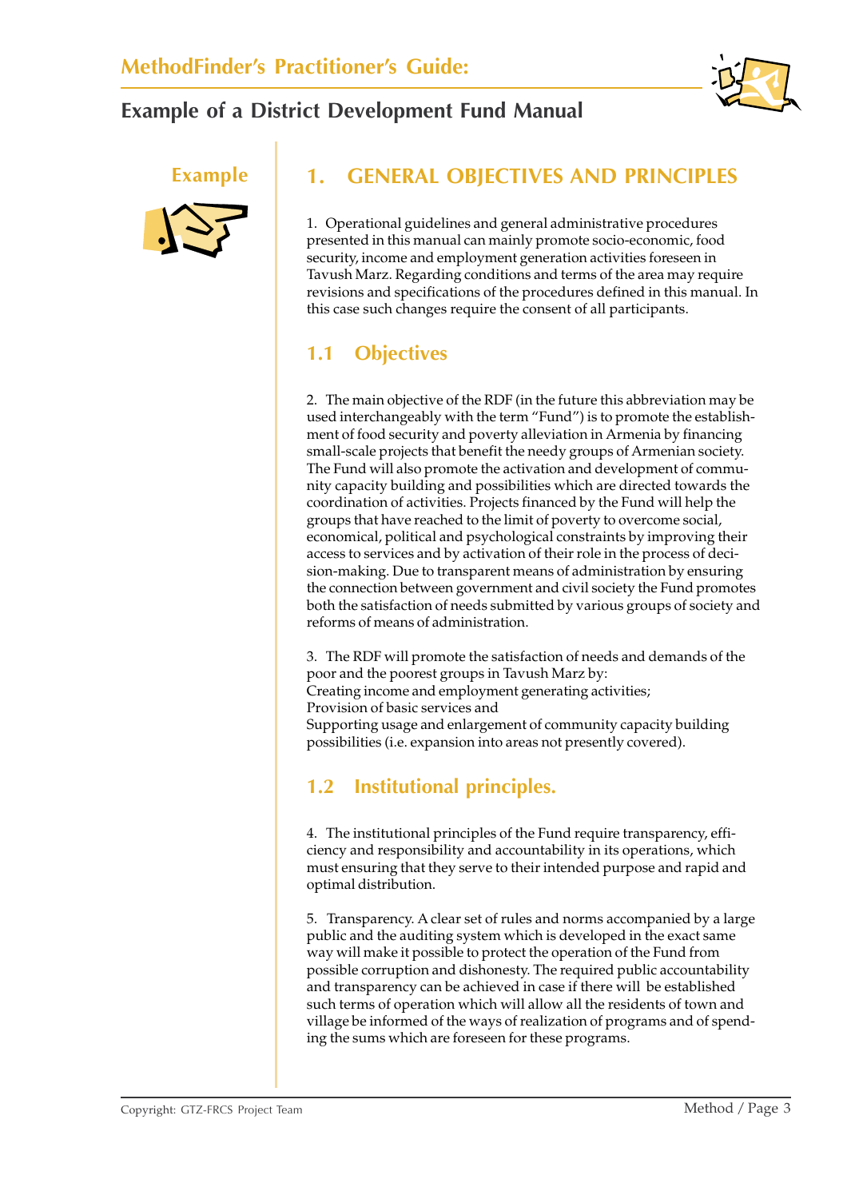Example

# 1. GENERAL OBJECTIVES AND PRINCIPLES

1. Operational guidelines and general administrative procedures presented in this manual can mainly promote socio-economic, food security, income and employment generation activities foreseen in Tavush Marz. Regarding conditions and terms of the area may require revisions and specifications of the procedures defined in this manual. In this case such changes require the consent of all participants.

## 1.1 Objectives

2. The main objective of the RDF (in the future this abbreviation may be used interchangeably with the term "Fund") is to promote the establishment of food security and poverty alleviation in Armenia by financing small-scale projects that benefit the needy groups of Armenian society. The Fund will also promote the activation and development of community capacity building and possibilities which are directed towards the coordination of activities. Projects financed by the Fund will help the groups that have reached to the limit of poverty to overcome social, economical, political and psychological constraints by improving their access to services and by activation of their role in the process of decision-making. Due to transparent means of administration by ensuring the connection between government and civil society the Fund promotes both the satisfaction of needs submitted by various groups of society and reforms of means of administration.

3. The RDF will promote the satisfaction of needs and demands of the poor and the poorest groups in Tavush Marz by:
Creating income and employment generating activities;
Provision of basic services and
Supporting usage and enlargement of community capacity building possibilities (i.e. expansion into areas not presently covered).

## 1.2 Institutional principles.

4. The institutional principles of the Fund require transparency, efficiency and responsibility and accountability in its operations, which must ensuring that they serve to their intended purpose and rapid and optimal distribution.

5. Transparency. A clear set of rules and norms accompanied by a large public and the auditing system which is developed in the exact same way will make it possible to protect the operation of the Fund from possible corruption and dishonesty. The required public accountability and transparency can be achieved in case if there will be established such terms of operation which will allow all the residents of town and village be informed of the ways of realization of programs and of spending the sums which are foreseen for these programs.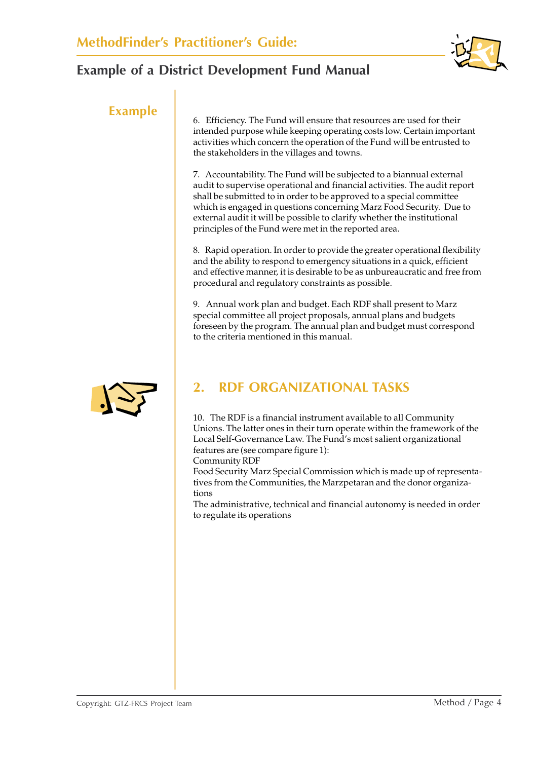**Example**

6. Efficiency. The Fund will ensure that resources are used for their intended purpose while keeping operating costs low. Certain important activities which concern the operation of the Fund will be entrusted to the stakeholders in the villages and towns.

7. Accountability. The Fund will be subjected to a biannual external audit to supervise operational and financial activities. The audit report shall be submitted to in order to be approved to a special committee which is engaged in questions concerning Marz Food Security. Due to external audit it will be possible to clarify whether the institutional principles of the Fund were met in the reported area.

8. Rapid operation. In order to provide the greater operational flexibility and the ability to respond to emergency situations in a quick, efficient and effective manner, it is desirable to be as unbureaucratic and free from procedural and regulatory constraints as possible.

9. Annual work plan and budget. Each RDF shall present to Marz special committee all project proposals, annual plans and budgets foreseen by the program. The annual plan and budget must correspond to the criteria mentioned in this manual.

## 2. RDF ORGANIZATIONAL TASKS

10. The RDF is a financial instrument available to all Community Unions. The latter ones in their turn operate within the framework of the Local Self-Governance Law. The Fund's most salient organizational features are (see compare figure 1):
Community RDF
Food Security Marz Special Commission which is made up of representatives from the Communities, the Marzpetaran and the donor organizations
The administrative, technical and financial autonomy is needed in order to regulate its operations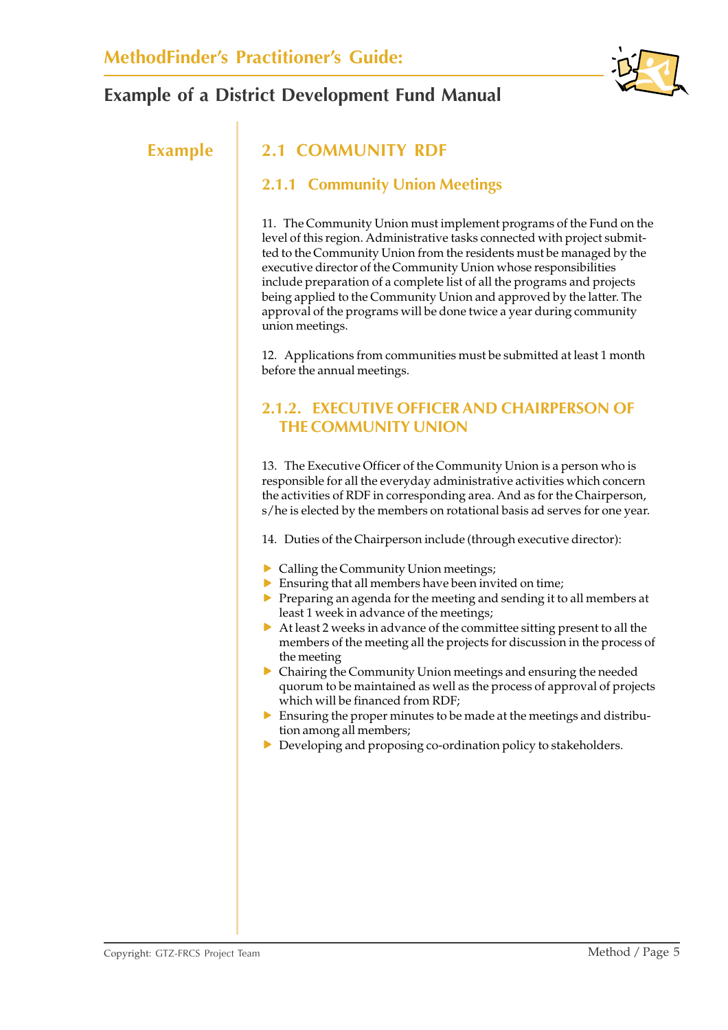Example

## 2.1 COMMUNITY RDF

### 2.1.1 Community Union Meetings

11. The Community Union must implement programs of the Fund on the level of this region. Administrative tasks connected with project submitted to the Community Union from the residents must be managed by the executive director of the Community Union whose responsibilities include preparation of a complete list of all the programs and projects being applied to the Community Union and approved by the latter. The approval of the programs will be done twice a year during community union meetings.

12. Applications from communities must be submitted at least 1 month before the annual meetings.

### 2.1.2. EXECUTIVE OFFICER AND CHAIRPERSON OF THE COMMUNITY UNION

13. The Executive Officer of the Community Union is a person who is responsible for all the everyday administrative activities which concern the activities of RDF in corresponding area. And as for the Chairperson, s/he is elected by the members on rotational basis ad serves for one year.

14. Duties of the Chairperson include (through executive director):

- Calling the Community Union meetings;
- Ensuring that all members have been invited on time;
- Preparing an agenda for the meeting and sending it to all members at least 1 week in advance of the meetings;
- At least 2 weeks in advance of the committee sitting present to all the members of the meeting all the projects for discussion in the process of the meeting
- Chairing the Community Union meetings and ensuring the needed quorum to be maintained as well as the process of approval of projects which will be financed from RDF;
- Ensuring the proper minutes to be made at the meetings and distribution among all members;
- Developing and proposing co-ordination policy to stakeholders.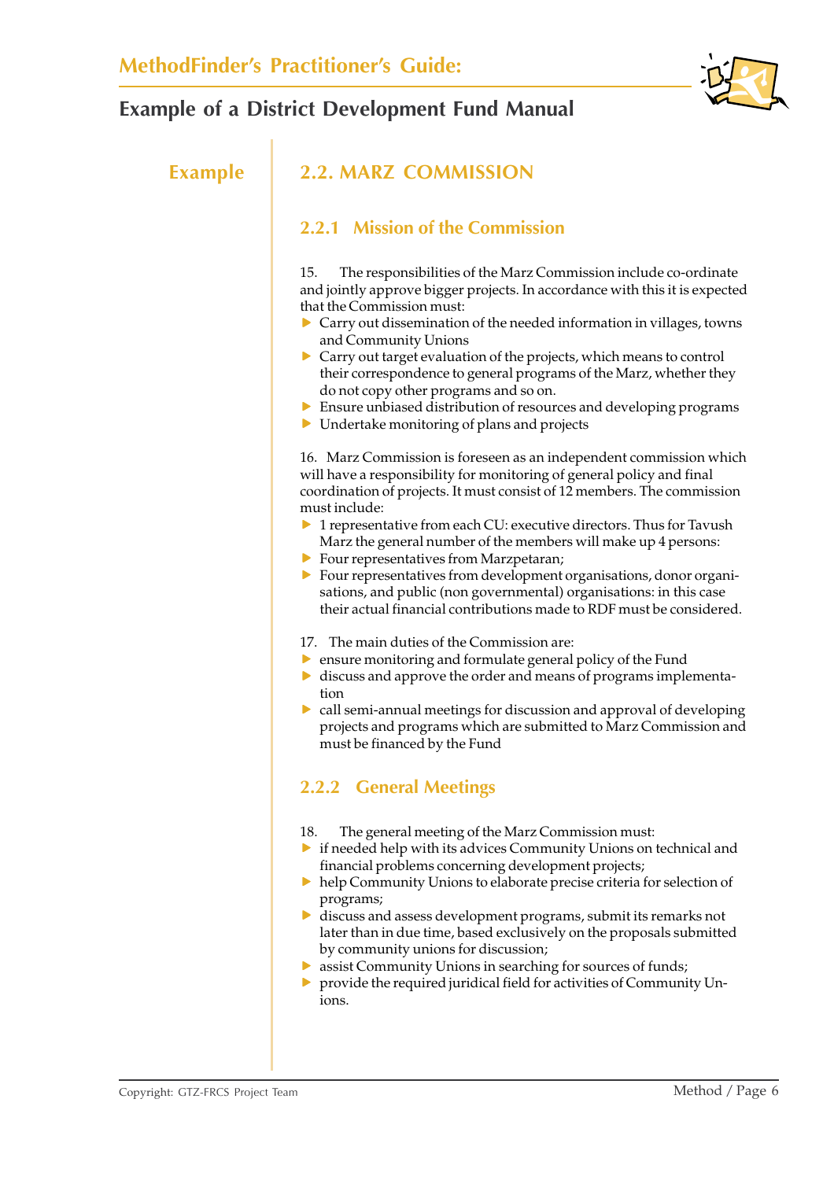Example

## 2.2. MARZ COMMISSION

### 2.2.1 Mission of the Commission

15. The responsibilities of the Marz Commission include co-ordinate and jointly approve bigger projects. In accordance with this it is expected that the Commission must:

- Carry out dissemination of the needed information in villages, towns and Community Unions
- Carry out target evaluation of the projects, which means to control their correspondence to general programs of the Marz, whether they do not copy other programs and so on.
- Ensure unbiased distribution of resources and developing programs
- Undertake monitoring of plans and projects

16. Marz Commission is foreseen as an independent commission which will have a responsibility for monitoring of general policy and final coordination of projects. It must consist of 12 members. The commission must include:

- 1 representative from each CU: executive directors. Thus for Tavush Marz the general number of the members will make up 4 persons:
- Four representatives from Marzpetaran;
- Four representatives from development organisations, donor organisations, and public (non governmental) organisations: in this case their actual financial contributions made to RDF must be considered.

17. The main duties of the Commission are:

- ensure monitoring and formulate general policy of the Fund
- discuss and approve the order and means of programs implementation
- call semi-annual meetings for discussion and approval of developing projects and programs which are submitted to Marz Commission and must be financed by the Fund

### 2.2.2 General Meetings

18. The general meeting of the Marz Commission must:

- if needed help with its advices Community Unions on technical and financial problems concerning development projects;
- help Community Unions to elaborate precise criteria for selection of programs;
- discuss and assess development programs, submit its remarks not later than in due time, based exclusively on the proposals submitted by community unions for discussion;
- assist Community Unions in searching for sources of funds;
- provide the required juridical field for activities of Community Unions.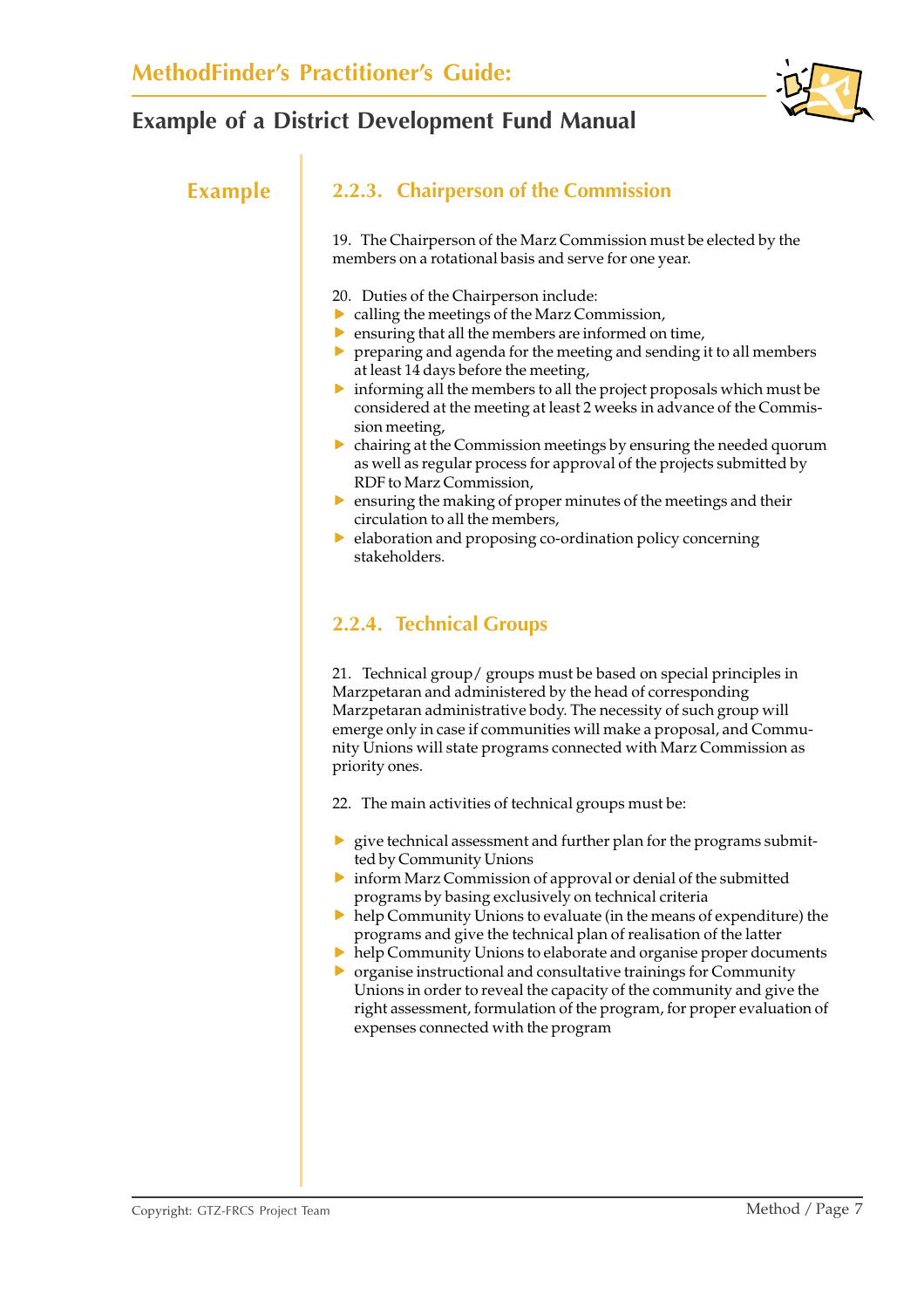**Example**

### 2.2.3. Chairperson of the Commission

19. The Chairperson of the Marz Commission must be elected by the members on a rotational basis and serve for one year.

20. Duties of the Chairperson include:

- calling the meetings of the Marz Commission,
- ensuring that all the members are informed on time,
- preparing and agenda for the meeting and sending it to all members at least 14 days before the meeting,
- informing all the members to all the project proposals which must be considered at the meeting at least 2 weeks in advance of the Commission meeting,
- chairing at the Commission meetings by ensuring the needed quorum as well as regular process for approval of the projects submitted by RDF to Marz Commission,
- ensuring the making of proper minutes of the meetings and their circulation to all the members,
- elaboration and proposing co-ordination policy concerning stakeholders.

### 2.2.4. Technical Groups

21. Technical group/ groups must be based on special principles in Marzpetaran and administered by the head of corresponding Marzpetaran administrative body. The necessity of such group will emerge only in case if communities will make a proposal, and Community Unions will state programs connected with Marz Commission as priority ones.

22. The main activities of technical groups must be:

- give technical assessment and further plan for the programs submitted by Community Unions
- inform Marz Commission of approval or denial of the submitted programs by basing exclusively on technical criteria
- help Community Unions to evaluate (in the means of expenditure) the programs and give the technical plan of realisation of the latter
- help Community Unions to elaborate and organise proper documents
- organise instructional and consultative trainings for Community Unions in order to reveal the capacity of the community and give the right assessment, formulation of the program, for proper evaluation of expenses connected with the program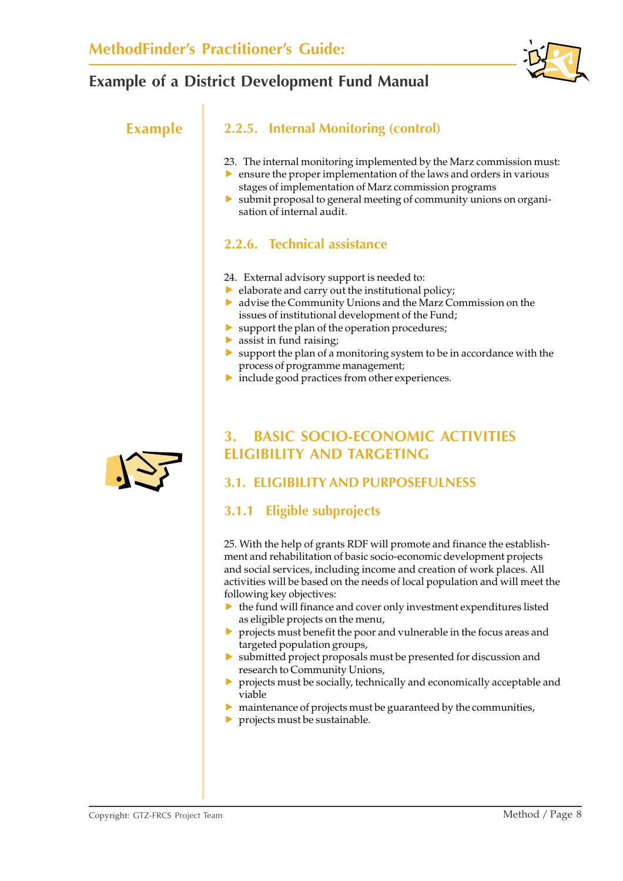Example

### 2.2.5. Internal Monitoring (control)

23. The internal monitoring implemented by the Marz commission must:
- ensure the proper implementation of the laws and orders in various stages of implementation of Marz commission programs
- submit proposal to general meeting of community unions on organisation of internal audit.

### 2.2.6. Technical assistance

24. External advisory support is needed to:
- elaborate and carry out the institutional policy;
- advise the Community Unions and the Marz Commission on the issues of institutional development of the Fund;
- support the plan of the operation procedures;
- assist in fund raising;
- support the plan of a monitoring system to be in accordance with the process of programme management;
- include good practices from other experiences.

## 3. BASIC SOCIO-ECONOMIC ACTIVITIES ELIGIBILITY AND TARGETING

### 3.1. ELIGIBILITY AND PURPOSEFULNESS

### 3.1.1 Eligible subprojects

25. With the help of grants RDF will promote and finance the establishment and rehabilitation of basic socio-economic development projects and social services, including income and creation of work places. All activities will be based on the needs of local population and will meet the following key objectives:
- the fund will finance and cover only investment expenditures listed as eligible projects on the menu,
- projects must benefit the poor and vulnerable in the focus areas and targeted population groups,
- submitted project proposals must be presented for discussion and research to Community Unions,
- projects must be socially, technically and economically acceptable and viable
- maintenance of projects must be guaranteed by the communities,
- projects must be sustainable.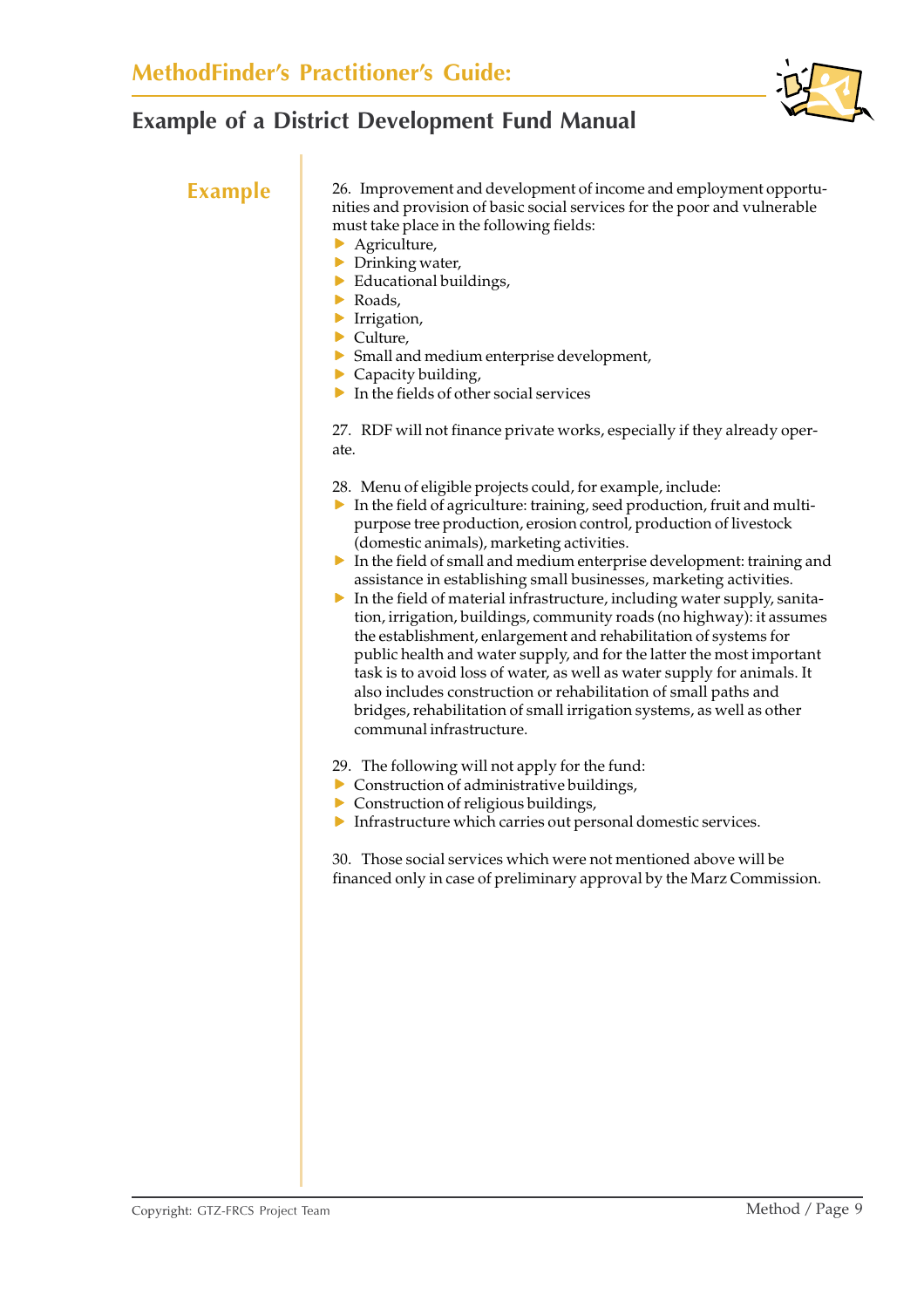## Example

26. Improvement and development of income and employment opportunities and provision of basic social services for the poor and vulnerable must take place in the following fields:

- Agriculture,
- Drinking water,
- Educational buildings,
- Roads,
- Irrigation,
- Culture,
- Small and medium enterprise development,
- Capacity building,
- In the fields of other social services

27. RDF will not finance private works, especially if they already operate.

28. Menu of eligible projects could, for example, include:

- In the field of agriculture: training, seed production, fruit and multipurpose tree production, erosion control, production of livestock (domestic animals), marketing activities.
- In the field of small and medium enterprise development: training and assistance in establishing small businesses, marketing activities.
- In the field of material infrastructure, including water supply, sanitation, irrigation, buildings, community roads (no highway): it assumes the establishment, enlargement and rehabilitation of systems for public health and water supply, and for the latter the most important task is to avoid loss of water, as well as water supply for animals. It also includes construction or rehabilitation of small paths and bridges, rehabilitation of small irrigation systems, as well as other communal infrastructure.

29. The following will not apply for the fund:

- Construction of administrative buildings,
- Construction of religious buildings,
- Infrastructure which carries out personal domestic services.

30. Those social services which were not mentioned above will be financed only in case of preliminary approval by the Marz Commission.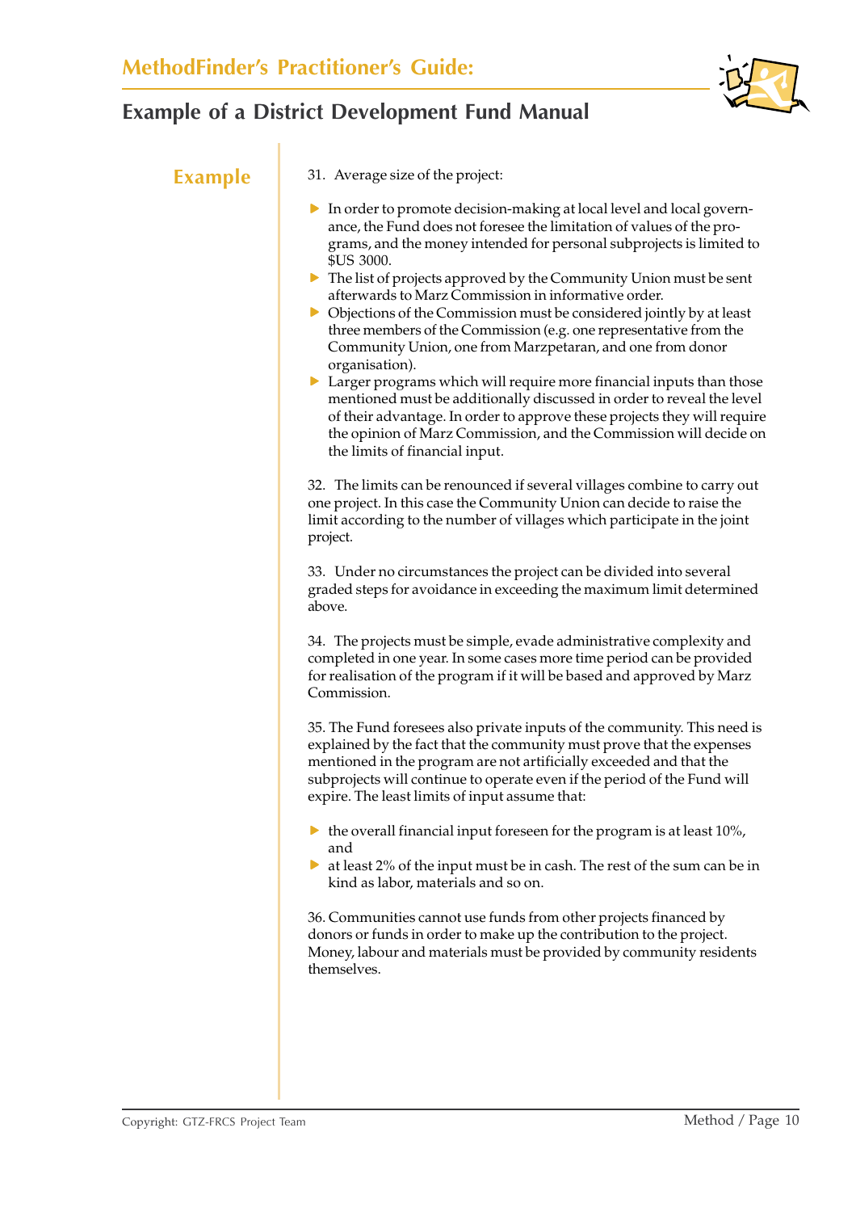## Example

31. Average size of the project:

- In order to promote decision-making at local level and local governance, the Fund does not foresee the limitation of values of the programs, and the money intended for personal subprojects is limited to $US 3000.
- The list of projects approved by the Community Union must be sent afterwards to Marz Commission in informative order.
- Objections of the Commission must be considered jointly by at least three members of the Commission (e.g. one representative from the Community Union, one from Marzpetaran, and one from donor organisation).
- Larger programs which will require more financial inputs than those mentioned must be additionally discussed in order to reveal the level of their advantage. In order to approve these projects they will require the opinion of Marz Commission, and the Commission will decide on the limits of financial input.

32. The limits can be renounced if several villages combine to carry out one project. In this case the Community Union can decide to raise the limit according to the number of villages which participate in the joint project.

33. Under no circumstances the project can be divided into several graded steps for avoidance in exceeding the maximum limit determined above.

34. The projects must be simple, evade administrative complexity and completed in one year. In some cases more time period can be provided for realisation of the program if it will be based and approved by Marz Commission.

35. The Fund foresees also private inputs of the community. This need is explained by the fact that the community must prove that the expenses mentioned in the program are not artificially exceeded and that the subprojects will continue to operate even if the period of the Fund will expire. The least limits of input assume that:

- the overall financial input foreseen for the program is at least 10%, and
- at least 2% of the input must be in cash. The rest of the sum can be in kind as labor, materials and so on.

36. Communities cannot use funds from other projects financed by donors or funds in order to make up the contribution to the project. Money, labour and materials must be provided by community residents themselves.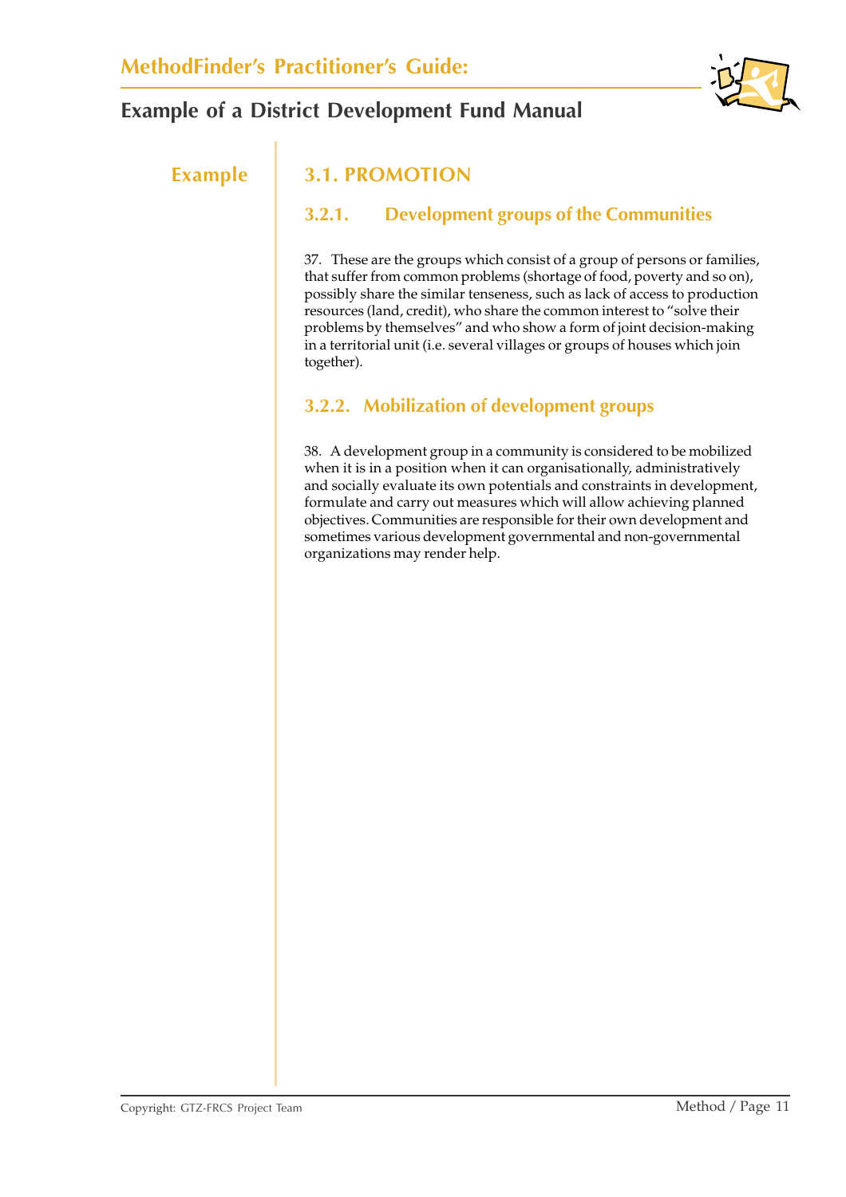Example

## 3.1. PROMOTION

### 3.2.1. Development groups of the Communities

37. These are the groups which consist of a group of persons or families, that suffer from common problems (shortage of food, poverty and so on), possibly share the similar tenseness, such as lack of access to production resources (land, credit), who share the common interest to “solve their problems by themselves” and who show a form of joint decision-making in a territorial unit (i.e. several villages or groups of houses which join together).

### 3.2.2. Mobilization of development groups

38. A development group in a community is considered to be mobilized when it is in a position when it can organisationally, administratively and socially evaluate its own potentials and constraints in development, formulate and carry out measures which will allow achieving planned objectives. Communities are responsible for their own development and sometimes various development governmental and non-governmental organizations may render help.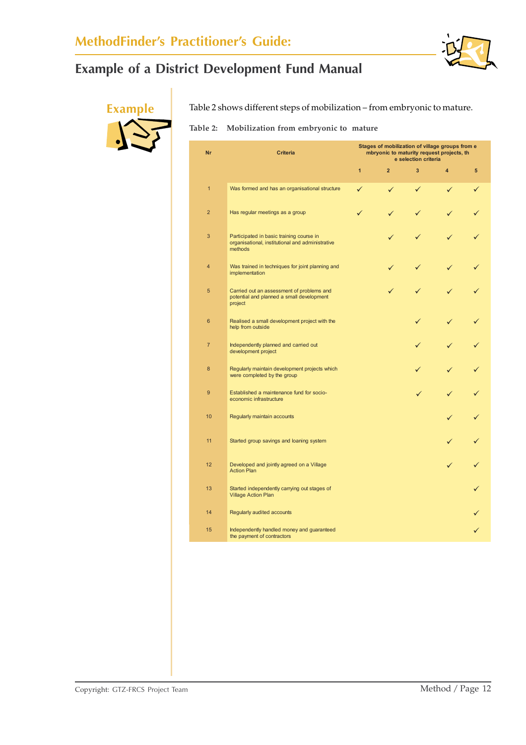## Example

Table 2 shows different steps of mobilization – from embryonic to mature.

**Table 2: Mobilization from embryonic to mature**

| Nr | Criteria | Stages of mobilization of village groups from embryonic to maturity request projects, the selection criteria | | | | |
|---|---|---|---|---|---|---|
| | | 1 | 2 | 3 | 4 | 5 |
| 1 | Was formed and has an organisational structure | ✓ | ✓ | ✓ | ✓ | ✓ |
| 2 | Has regular meetings as a group | ✓ | ✓ | ✓ | ✓ | ✓ |
| 3 | Participated in basic training course in organisational, institutional and administrative methods | | ✓ | ✓ | ✓ | ✓ |
| 4 | Was trained in techniques for joint planning and implementation | | ✓ | ✓ | ✓ | ✓ |
| 5 | Carried out an assessment of problems and potential and planned a small development project | | ✓ | ✓ | ✓ | ✓ |
| 6 | Realised a small development project with the help from outside | | | ✓ | ✓ | ✓ |
| 7 | Independently planned and carried out development project | | | ✓ | ✓ | ✓ |
| 8 | Regularly maintain development projects which were completed by the group | | | ✓ | ✓ | ✓ |
| 9 | Established a maintenance fund for socio-economic infrastructure | | | ✓ | ✓ | ✓ |
| 10 | Regularly maintain accounts | | | | ✓ | ✓ |
| 11 | Started group savings and loaning system | | | | ✓ | ✓ |
| 12 | Developed and jointly agreed on a Village Action Plan | | | | ✓ | ✓ |
| 13 | Started independently carrying out stages of Village Action Plan | | | | | ✓ |
| 14 | Regularly audited accounts | | | | | ✓ |
| 15 | Independently handled money and guaranteed the payment of contractors | | | | | ✓ |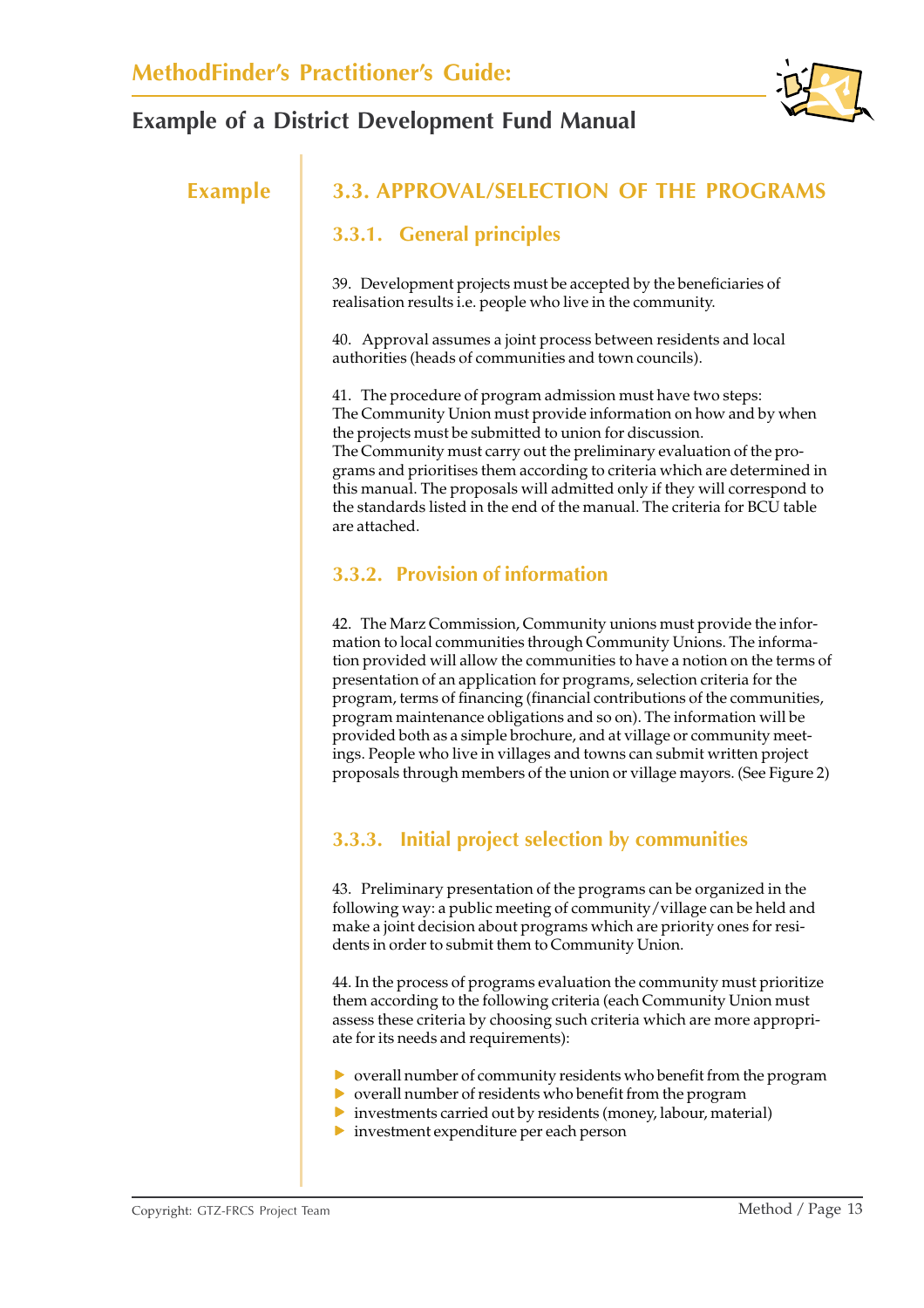Example

## 3.3. APPROVAL/SELECTION OF THE PROGRAMS

### 3.3.1. General principles

39. Development projects must be accepted by the beneficiaries of realisation results i.e. people who live in the community.

40. Approval assumes a joint process between residents and local authorities (heads of communities and town councils).

41. The procedure of program admission must have two steps:
The Community Union must provide information on how and by when the projects must be submitted to union for discussion.
The Community must carry out the preliminary evaluation of the programs and prioritises them according to criteria which are determined in this manual. The proposals will admitted only if they will correspond to the standards listed in the end of the manual. The criteria for BCU table are attached.

### 3.3.2. Provision of information

42. The Marz Commission, Community unions must provide the information to local communities through Community Unions. The information provided will allow the communities to have a notion on the terms of presentation of an application for programs, selection criteria for the program, terms of financing (financial contributions of the communities, program maintenance obligations and so on). The information will be provided both as a simple brochure, and at village or community meetings. People who live in villages and towns can submit written project proposals through members of the union or village mayors. (See Figure 2)

### 3.3.3. Initial project selection by communities

43. Preliminary presentation of the programs can be organized in the following way: a public meeting of community/village can be held and make a joint decision about programs which are priority ones for residents in order to submit them to Community Union.

44. In the process of programs evaluation the community must prioritize them according to the following criteria (each Community Union must assess these criteria by choosing such criteria which are more appropriate for its needs and requirements):

- overall number of community residents who benefit from the program
- overall number of residents who benefit from the program
- investments carried out by residents (money, labour, material)
- investment expenditure per each person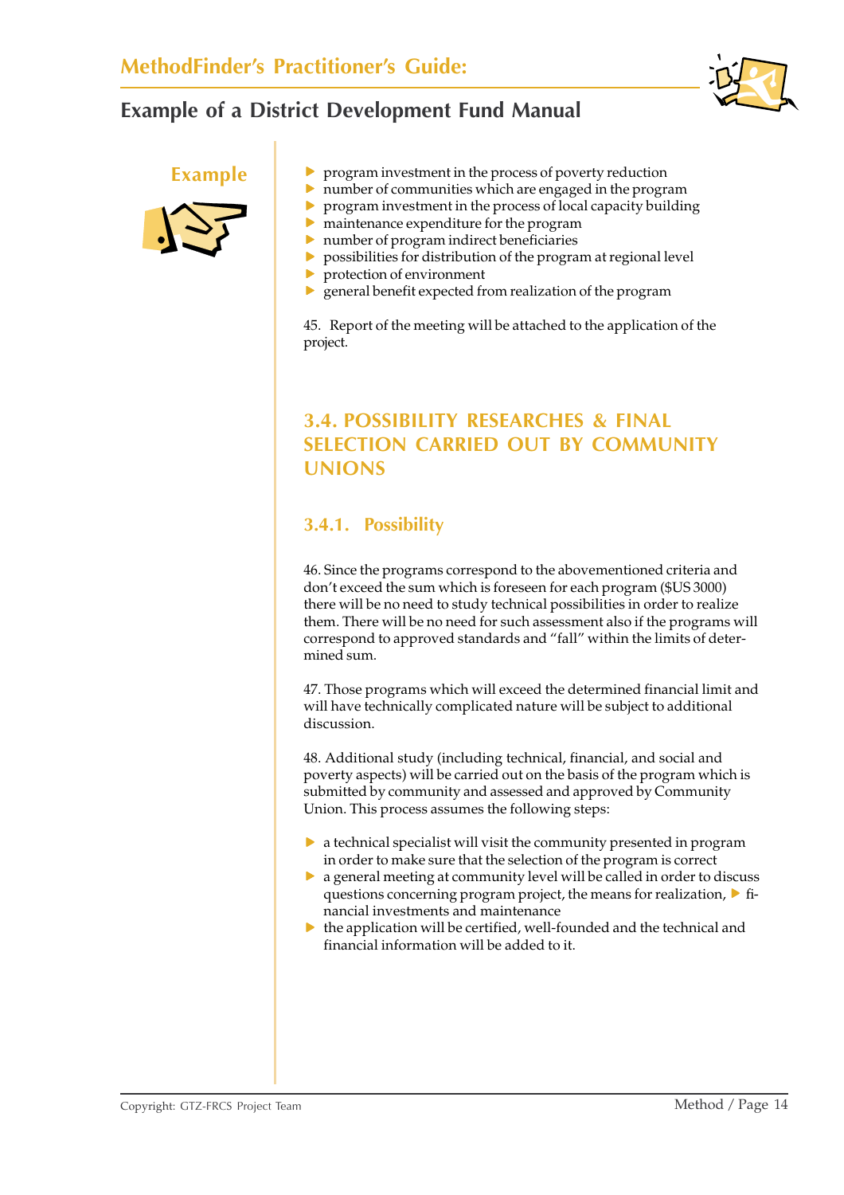Example

- program investment in the process of poverty reduction
- number of communities which are engaged in the program
- program investment in the process of local capacity building
- maintenance expenditure for the program
- number of program indirect beneficiaries
- possibilities for distribution of the program at regional level
- protection of environment
- general benefit expected from realization of the program

45. Report of the meeting will be attached to the application of the project.

## 3.4. POSSIBILITY RESEARCHES & FINAL SELECTION CARRIED OUT BY COMMUNITY UNIONS

### 3.4.1. Possibility

46. Since the programs correspond to the abovementioned criteria and don't exceed the sum which is foreseen for each program ($US 3000) there will be no need to study technical possibilities in order to realize them. There will be no need for such assessment also if the programs will correspond to approved standards and "fall" within the limits of determined sum.

47. Those programs which will exceed the determined financial limit and will have technically complicated nature will be subject to additional discussion.

48. Additional study (including technical, financial, and social and poverty aspects) will be carried out on the basis of the program which is submitted by community and assessed and approved by Community Union. This process assumes the following steps:

- a technical specialist will visit the community presented in program in order to make sure that the selection of the program is correct
- a general meeting at community level will be called in order to discuss questions concerning program project, the means for realization, ▶ financial investments and maintenance
- the application will be certified, well-founded and the technical and financial information will be added to it.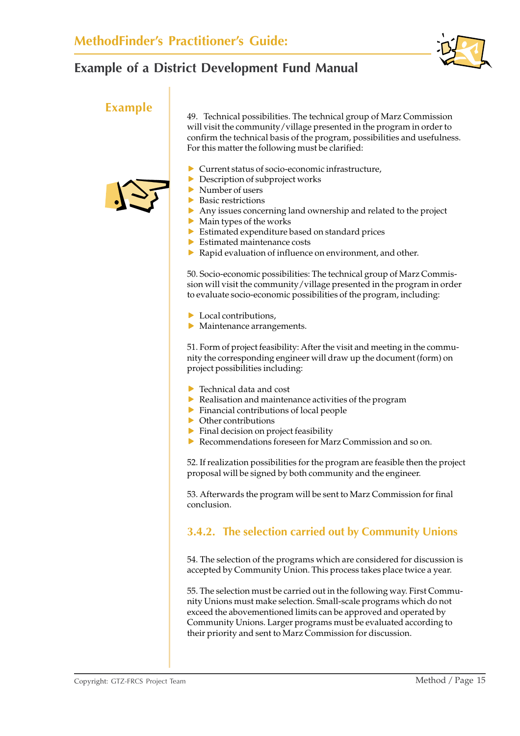## Example

49. Technical possibilities. The technical group of Marz Commission will visit the community/village presented in the program in order to confirm the technical basis of the program, possibilities and usefulness. For this matter the following must be clarified:

- Current status of socio-economic infrastructure,
- Description of subproject works
- Number of users
- Basic restrictions
- Any issues concerning land ownership and related to the project
- Main types of the works
- Estimated expenditure based on standard prices
- Estimated maintenance costs
- Rapid evaluation of influence on environment, and other.

50. Socio-economic possibilities: The technical group of Marz Commission will visit the community/village presented in the program in order to evaluate socio-economic possibilities of the program, including:

- Local contributions,
- Maintenance arrangements.

51. Form of project feasibility: After the visit and meeting in the community the corresponding engineer will draw up the document (form) on project possibilities including:

- Technical data and cost
- Realisation and maintenance activities of the program
- Financial contributions of local people
- Other contributions
- Final decision on project feasibility
- Recommendations foreseen for Marz Commission and so on.

52. If realization possibilities for the program are feasible then the project proposal will be signed by both community and the engineer.

53. Afterwards the program will be sent to Marz Commission for final conclusion.

### 3.4.2. The selection carried out by Community Unions

54. The selection of the programs which are considered for discussion is accepted by Community Union. This process takes place twice a year.

55. The selection must be carried out in the following way. First Community Unions must make selection. Small-scale programs which do not exceed the abovementioned limits can be approved and operated by Community Unions. Larger programs must be evaluated according to their priority and sent to Marz Commission for discussion.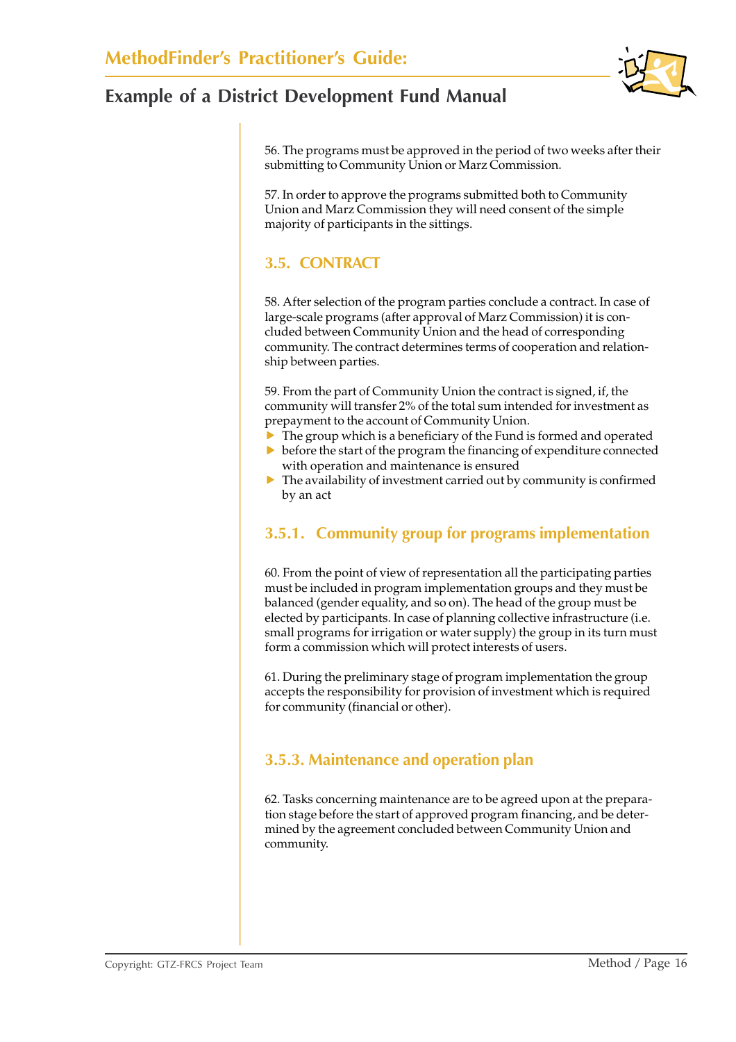56. The programs must be approved in the period of two weeks after their submitting to Community Union or Marz Commission.

57. In order to approve the programs submitted both to Community Union and Marz Commission they will need consent of the simple majority of participants in the sittings.

## 3.5. CONTRACT

58. After selection of the program parties conclude a contract. In case of large-scale programs (after approval of Marz Commission) it is concluded between Community Union and the head of corresponding community. The contract determines terms of cooperation and relationship between parties.

59. From the part of Community Union the contract is signed, if, the community will transfer 2% of the total sum intended for investment as prepayment to the account of Community Union.

- The group which is a beneficiary of the Fund is formed and operated
- before the start of the program the financing of expenditure connected with operation and maintenance is ensured
- The availability of investment carried out by community is confirmed by an act

### 3.5.1. Community group for programs implementation

60. From the point of view of representation all the participating parties must be included in program implementation groups and they must be balanced (gender equality, and so on). The head of the group must be elected by participants. In case of planning collective infrastructure (i.e. small programs for irrigation or water supply) the group in its turn must form a commission which will protect interests of users.

61. During the preliminary stage of program implementation the group accepts the responsibility for provision of investment which is required for community (financial or other).

### 3.5.3. Maintenance and operation plan

62. Tasks concerning maintenance are to be agreed upon at the preparation stage before the start of approved program financing, and be determined by the agreement concluded between Community Union and community.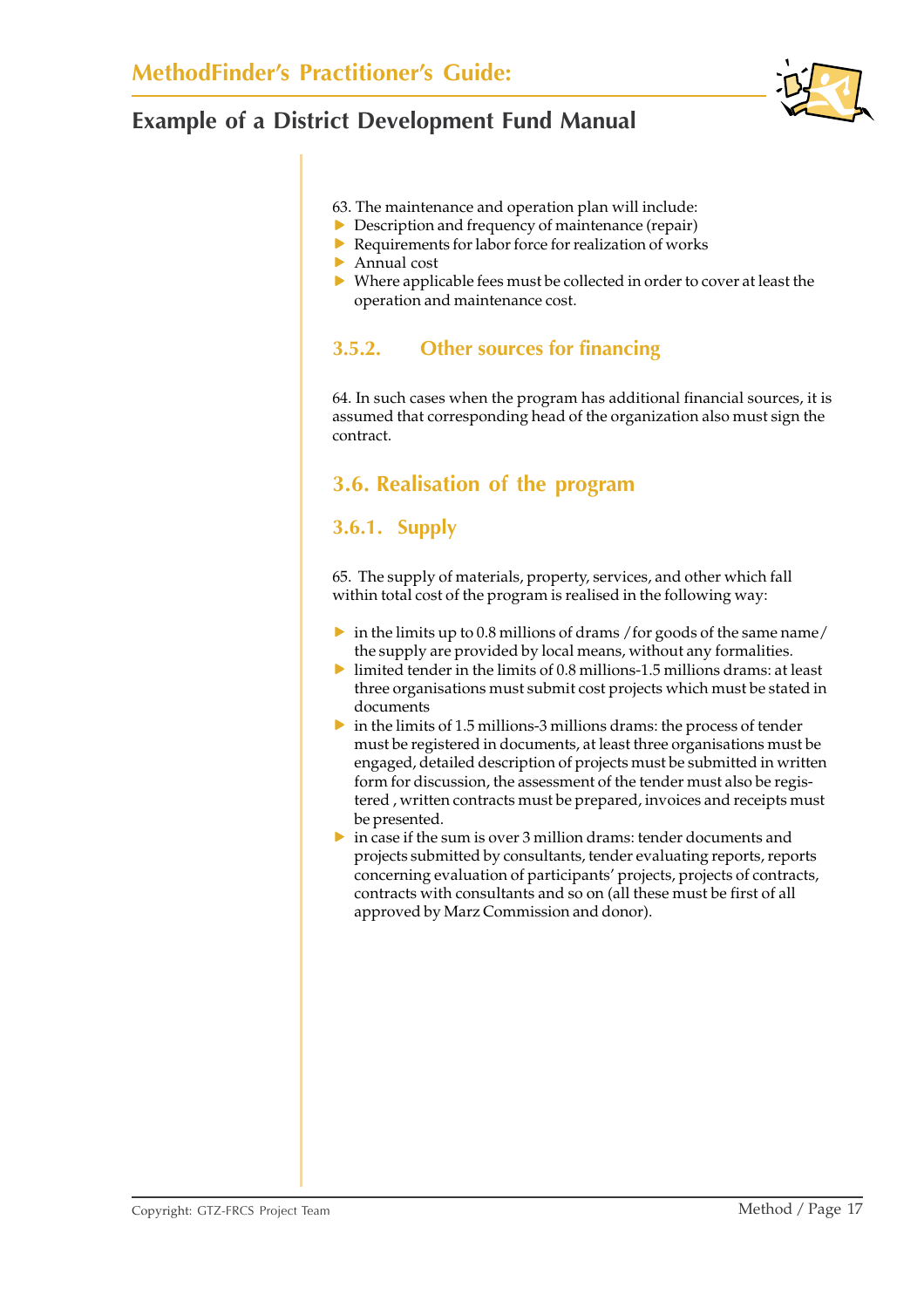63. The maintenance and operation plan will include:

- Description and frequency of maintenance (repair)
- Requirements for labor force for realization of works
- Annual cost
- Where applicable fees must be collected in order to cover at least the operation and maintenance cost.

### 3.5.2. Other sources for financing

64. In such cases when the program has additional financial sources, it is assumed that corresponding head of the organization also must sign the contract.

## 3.6. Realisation of the program

### 3.6.1. Supply

65. The supply of materials, property, services, and other which fall within total cost of the program is realised in the following way:

- in the limits up to 0.8 millions of drams /for goods of the same name/ the supply are provided by local means, without any formalities.
- limited tender in the limits of 0.8 millions-1.5 millions drams: at least three organisations must submit cost projects which must be stated in documents
- in the limits of 1.5 millions-3 millions drams: the process of tender must be registered in documents, at least three organisations must be engaged, detailed description of projects must be submitted in written form for discussion, the assessment of the tender must also be registered , written contracts must be prepared, invoices and receipts must be presented.
- in case if the sum is over 3 million drams: tender documents and projects submitted by consultants, tender evaluating reports, reports concerning evaluation of participants' projects, projects of contracts, contracts with consultants and so on (all these must be first of all approved by Marz Commission and donor).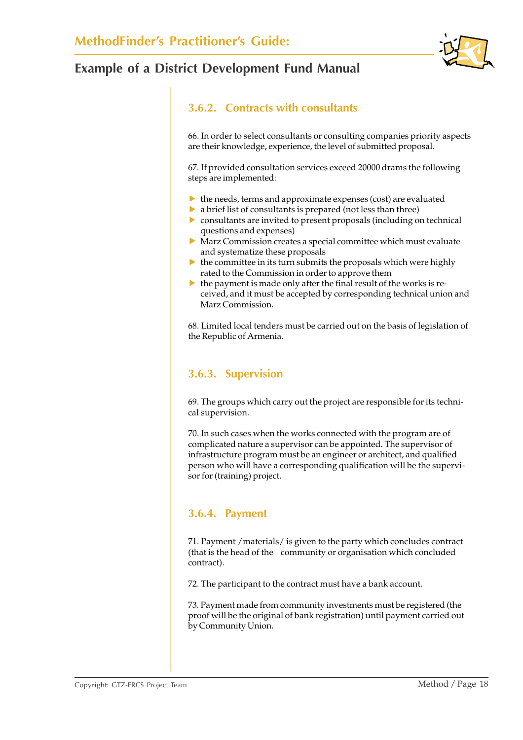### 3.6.2. Contracts with consultants

66. In order to select consultants or consulting companies priority aspects are their knowledge, experience, the level of submitted proposal.

67. If provided consultation services exceed 20000 drams the following steps are implemented:

- the needs, terms and approximate expenses (cost) are evaluated
- a brief list of consultants is prepared (not less than three)
- consultants are invited to present proposals (including on technical questions and expenses)
- Marz Commission creates a special committee which must evaluate and systematize these proposals
- the committee in its turn submits the proposals which were highly rated to the Commission in order to approve them
- the payment is made only after the final result of the works is received, and it must be accepted by corresponding technical union and Marz Commission.

68. Limited local tenders must be carried out on the basis of legislation of the Republic of Armenia.

### 3.6.3. Supervision

69. The groups which carry out the project are responsible for its technical supervision.

70. In such cases when the works connected with the program are of complicated nature a supervisor can be appointed. The supervisor of infrastructure program must be an engineer or architect, and qualified person who will have a corresponding qualification will be the supervisor for (training) project.

### 3.6.4. Payment

71. Payment /materials/ is given to the party which concludes contract (that is the head of the community or organisation which concluded contract).

72. The participant to the contract must have a bank account.

73. Payment made from community investments must be registered (the proof will be the original of bank registration) until payment carried out by Community Union.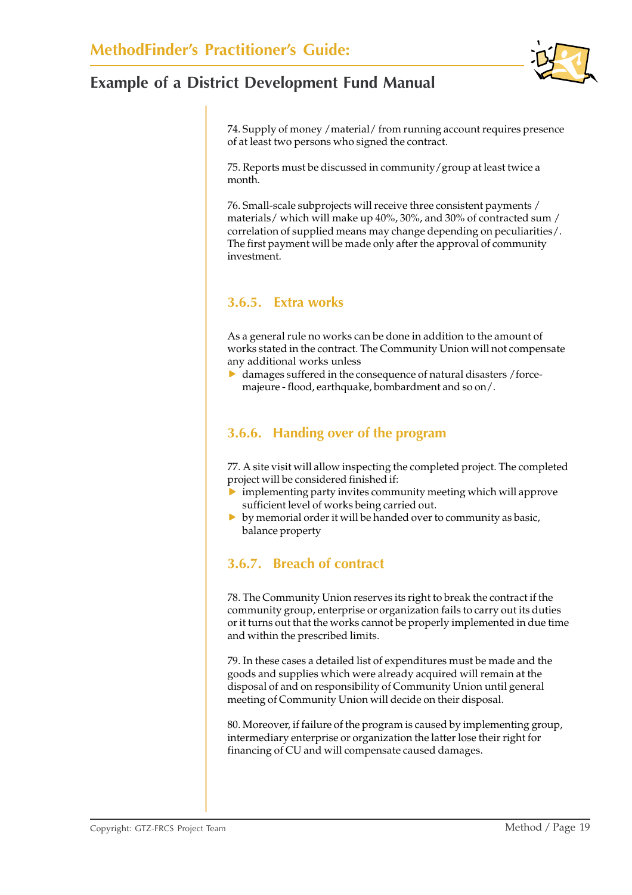74. Supply of money /material/ from running account requires presence of at least two persons who signed the contract.

75. Reports must be discussed in community/group at least twice a month.

76. Small-scale subprojects will receive three consistent payments / materials/ which will make up 40%, 30%, and 30% of contracted sum / correlation of supplied means may change depending on peculiarities/. The first payment will be made only after the approval of community investment.

### 3.6.5. Extra works

As a general rule no works can be done in addition to the amount of works stated in the contract. The Community Union will not compensate any additional works unless

- damages suffered in the consequence of natural disasters /force-majeure - flood, earthquake, bombardment and so on/.

### 3.6.6. Handing over of the program

77. A site visit will allow inspecting the completed project. The completed project will be considered finished if:

- implementing party invites community meeting which will approve sufficient level of works being carried out.
- by memorial order it will be handed over to community as basic, balance property

### 3.6.7. Breach of contract

78. The Community Union reserves its right to break the contract if the community group, enterprise or organization fails to carry out its duties or it turns out that the works cannot be properly implemented in due time and within the prescribed limits.

79. In these cases a detailed list of expenditures must be made and the goods and supplies which were already acquired will remain at the disposal of and on responsibility of Community Union until general meeting of Community Union will decide on their disposal.

80. Moreover, if failure of the program is caused by implementing group, intermediary enterprise or organization the latter lose their right for financing of CU and will compensate caused damages.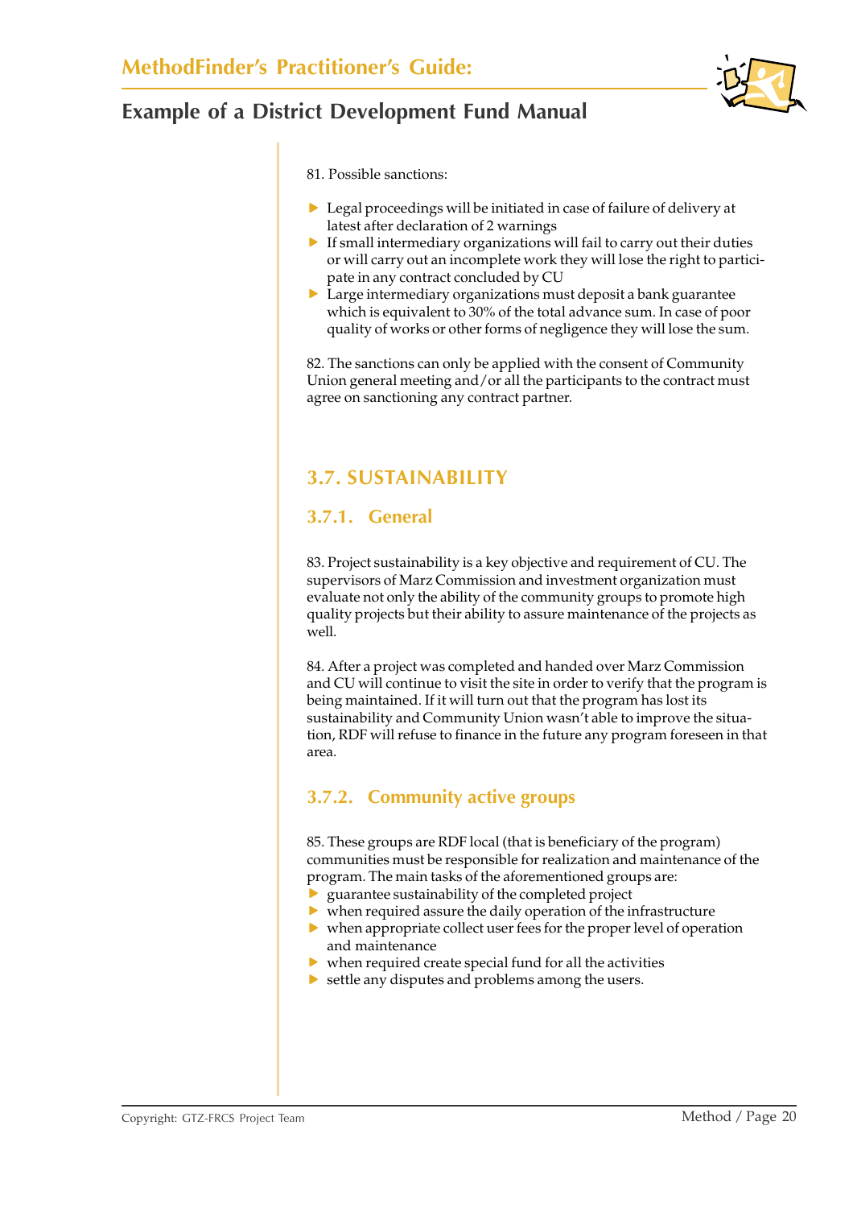81. Possible sanctions:

- Legal proceedings will be initiated in case of failure of delivery at latest after declaration of 2 warnings
- If small intermediary organizations will fail to carry out their duties or will carry out an incomplete work they will lose the right to participate in any contract concluded by CU
- Large intermediary organizations must deposit a bank guarantee which is equivalent to 30% of the total advance sum. In case of poor quality of works or other forms of negligence they will lose the sum.

82. The sanctions can only be applied with the consent of Community Union general meeting and/or all the participants to the contract must agree on sanctioning any contract partner.

## 3.7. SUSTAINABILITY

### 3.7.1. General

83. Project sustainability is a key objective and requirement of CU. The supervisors of Marz Commission and investment organization must evaluate not only the ability of the community groups to promote high quality projects but their ability to assure maintenance of the projects as well.

84. After a project was completed and handed over Marz Commission and CU will continue to visit the site in order to verify that the program is being maintained. If it will turn out that the program has lost its sustainability and Community Union wasn't able to improve the situation, RDF will refuse to finance in the future any program foreseen in that area.

### 3.7.2. Community active groups

85. These groups are RDF local (that is beneficiary of the program) communities must be responsible for realization and maintenance of the program. The main tasks of the aforementioned groups are:

- guarantee sustainability of the completed project
- when required assure the daily operation of the infrastructure
- when appropriate collect user fees for the proper level of operation and maintenance
- when required create special fund for all the activities
- settle any disputes and problems among the users.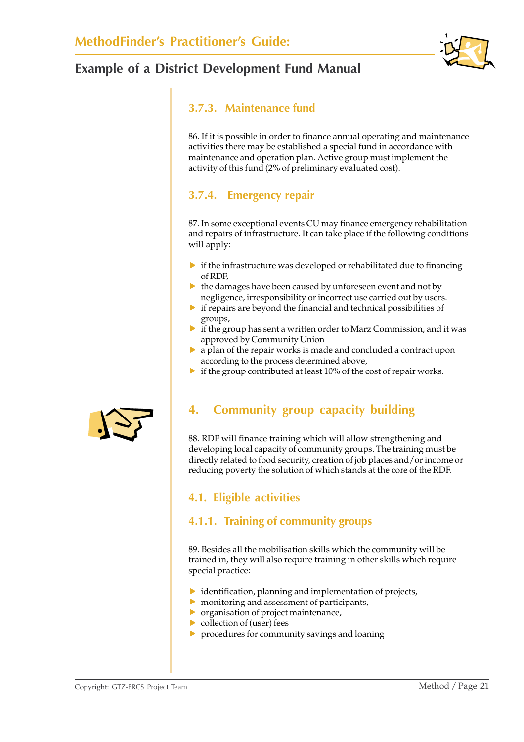### 3.7.3. Maintenance fund

86. If it is possible in order to finance annual operating and maintenance activities there may be established a special fund in accordance with maintenance and operation plan. Active group must implement the activity of this fund (2% of preliminary evaluated cost).

### 3.7.4. Emergency repair

87. In some exceptional events CU may finance emergency rehabilitation and repairs of infrastructure. It can take place if the following conditions will apply:

- if the infrastructure was developed or rehabilitated due to financing of RDF,
- the damages have been caused by unforeseen event and not by negligence, irresponsibility or incorrect use carried out by users.
- if repairs are beyond the financial and technical possibilities of groups,
- if the group has sent a written order to Marz Commission, and it was approved by Community Union
- a plan of the repair works is made and concluded a contract upon according to the process determined above,
- if the group contributed at least 10% of the cost of repair works.

## 4. Community group capacity building

88. RDF will finance training which will allow strengthening and developing local capacity of community groups. The training must be directly related to food security, creation of job places and/or income or reducing poverty the solution of which stands at the core of the RDF.

### 4.1. Eligible activities

### 4.1.1. Training of community groups

89. Besides all the mobilisation skills which the community will be trained in, they will also require training in other skills which require special practice:

- identification, planning and implementation of projects,
- monitoring and assessment of participants,
- organisation of project maintenance,
- collection of (user) fees
- procedures for community savings and loaning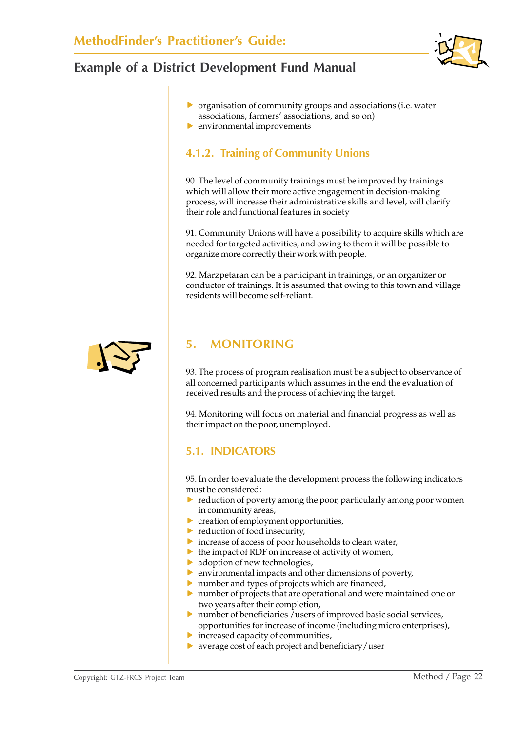- organisation of community groups and associations (i.e. water associations, farmers' associations, and so on)
- environmental improvements

### 4.1.2. Training of Community Unions

90. The level of community trainings must be improved by trainings which will allow their more active engagement in decision-making process, will increase their administrative skills and level, will clarify their role and functional features in society

91. Community Unions will have a possibility to acquire skills which are needed for targeted activities, and owing to them it will be possible to organize more correctly their work with people.

92. Marzpetaran can be a participant in trainings, or an organizer or conductor of trainings. It is assumed that owing to this town and village residents will become self-reliant.

## 5. MONITORING

93. The process of program realisation must be a subject to observance of all concerned participants which assumes in the end the evaluation of received results and the process of achieving the target.

94. Monitoring will focus on material and financial progress as well as their impact on the poor, unemployed.

### 5.1. INDICATORS

95. In order to evaluate the development process the following indicators must be considered:

- reduction of poverty among the poor, particularly among poor women in community areas,
- creation of employment opportunities,
- reduction of food insecurity,
- increase of access of poor households to clean water,
- the impact of RDF on increase of activity of women,
- adoption of new technologies,
- environmental impacts and other dimensions of poverty,
- number and types of projects which are financed,
- number of projects that are operational and were maintained one or two years after their completion,
- number of beneficiaries /users of improved basic social services, opportunities for increase of income (including micro enterprises),
- increased capacity of communities,
- average cost of each project and beneficiary/user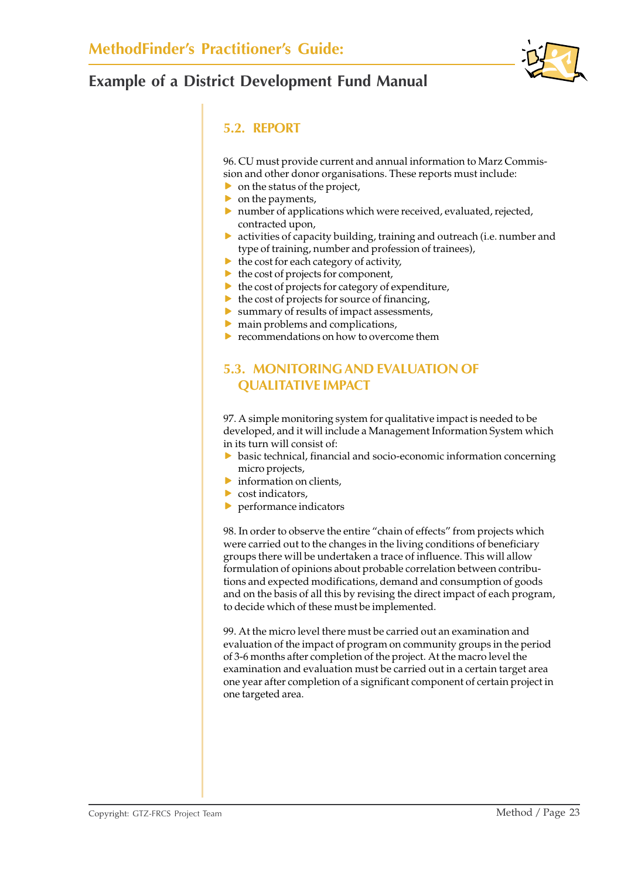## 5.2. REPORT

96. CU must provide current and annual information to Marz Commission and other donor organisations. These reports must include:

- on the status of the project,
- on the payments,
- number of applications which were received, evaluated, rejected, contracted upon,
- activities of capacity building, training and outreach (i.e. number and type of training, number and profession of trainees),
- the cost for each category of activity,
- the cost of projects for component,
- the cost of projects for category of expenditure,
- the cost of projects for source of financing,
- summary of results of impact assessments,
- main problems and complications,
- recommendations on how to overcome them

## 5.3. MONITORING AND EVALUATION OF QUALITATIVE IMPACT

97. A simple monitoring system for qualitative impact is needed to be developed, and it will include a Management Information System which in its turn will consist of:

- basic technical, financial and socio-economic information concerning micro projects,
- information on clients,
- cost indicators,
- performance indicators

98. In order to observe the entire "chain of effects" from projects which were carried out to the changes in the living conditions of beneficiary groups there will be undertaken a trace of influence. This will allow formulation of opinions about probable correlation between contributions and expected modifications, demand and consumption of goods and on the basis of all this by revising the direct impact of each program, to decide which of these must be implemented.

99. At the micro level there must be carried out an examination and evaluation of the impact of program on community groups in the period of 3-6 months after completion of the project. At the macro level the examination and evaluation must be carried out in a certain target area one year after completion of a significant component of certain project in one targeted area.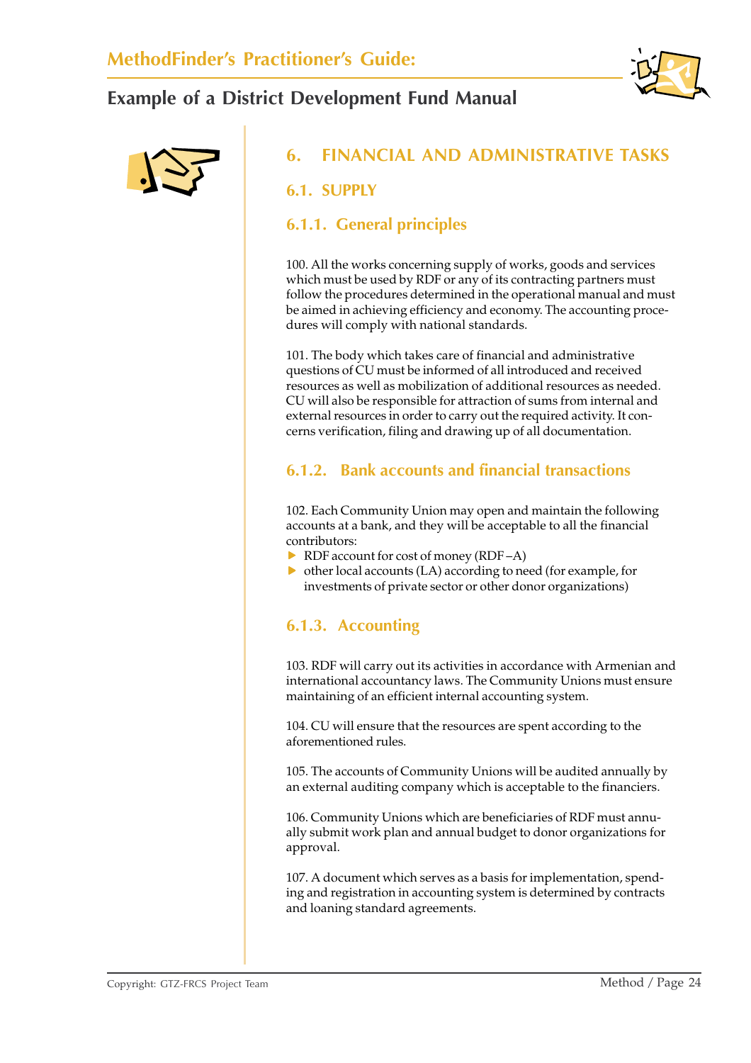# 6. FINANCIAL AND ADMINISTRATIVE TASKS

## 6.1. SUPPLY

### 6.1.1. General principles

100. All the works concerning supply of works, goods and services which must be used by RDF or any of its contracting partners must follow the procedures determined in the operational manual and must be aimed in achieving efficiency and economy. The accounting procedures will comply with national standards.

101. The body which takes care of financial and administrative questions of CU must be informed of all introduced and received resources as well as mobilization of additional resources as needed. CU will also be responsible for attraction of sums from internal and external resources in order to carry out the required activity. It concerns verification, filing and drawing up of all documentation.

### 6.1.2. Bank accounts and financial transactions

102. Each Community Union may open and maintain the following accounts at a bank, and they will be acceptable to all the financial contributors:

- RDF account for cost of money (RDF–A)
- other local accounts (LA) according to need (for example, for investments of private sector or other donor organizations)

### 6.1.3. Accounting

103. RDF will carry out its activities in accordance with Armenian and international accountancy laws. The Community Unions must ensure maintaining of an efficient internal accounting system.

104. CU will ensure that the resources are spent according to the aforementioned rules.

105. The accounts of Community Unions will be audited annually by an external auditing company which is acceptable to the financiers.

106. Community Unions which are beneficiaries of RDF must annually submit work plan and annual budget to donor organizations for approval.

107. A document which serves as a basis for implementation, spending and registration in accounting system is determined by contracts and loaning standard agreements.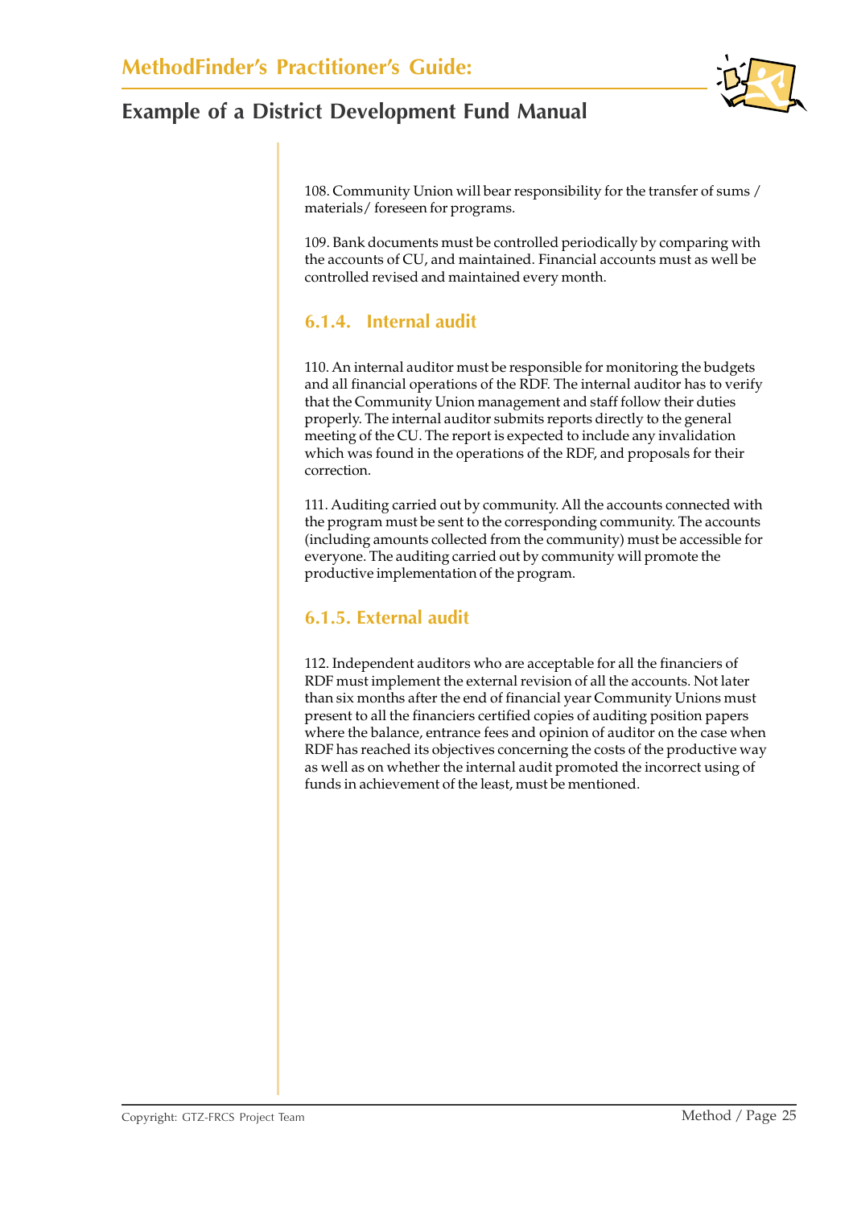108. Community Union will bear responsibility for the transfer of sums / materials/ foreseen for programs.

109. Bank documents must be controlled periodically by comparing with the accounts of CU, and maintained. Financial accounts must as well be controlled revised and maintained every month.

### 6.1.4. Internal audit

110. An internal auditor must be responsible for monitoring the budgets and all financial operations of the RDF. The internal auditor has to verify that the Community Union management and staff follow their duties properly. The internal auditor submits reports directly to the general meeting of the CU. The report is expected to include any invalidation which was found in the operations of the RDF, and proposals for their correction.

111. Auditing carried out by community. All the accounts connected with the program must be sent to the corresponding community. The accounts (including amounts collected from the community) must be accessible for everyone. The auditing carried out by community will promote the productive implementation of the program.

### 6.1.5. External audit

112. Independent auditors who are acceptable for all the financiers of RDF must implement the external revision of all the accounts. Not later than six months after the end of financial year Community Unions must present to all the financiers certified copies of auditing position papers where the balance, entrance fees and opinion of auditor on the case when RDF has reached its objectives concerning the costs of the productive way as well as on whether the internal audit promoted the incorrect using of funds in achievement of the least, must be mentioned.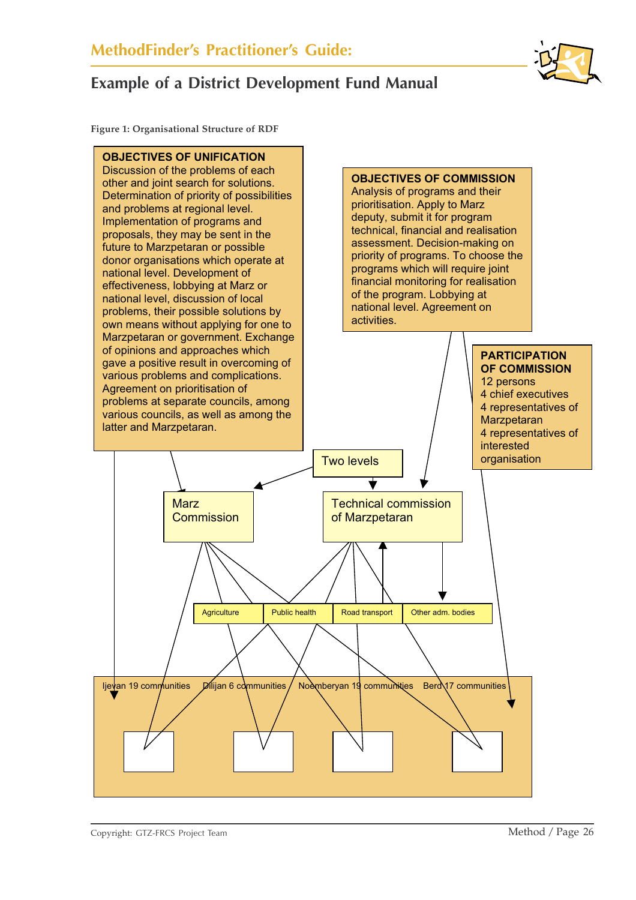## Example of a District Development Fund Manual

**Figure 1: Organisational Structure of RDF**

**OBJECTIVES OF UNIFICATION**
Discussion of the problems of each other and joint search for solutions. Determination of priority of possibilities and problems at regional level. Implementation of programs and proposals, they may be sent in the future to Marzpetaran or possible donor organisations which operate at national level. Development of effectiveness, lobbying at Marz or national level, discussion of local problems, their possible solutions by own means without applying for one to Marzpetaran or government. Exchange of opinions and approaches which gave a positive result in overcoming of various problems and complications. Agreement on prioritisation of problems at separate councils, among various councils, as well as among the latter and Marzpetaran.

**OBJECTIVES OF COMMISSION**
Analysis of programs and their prioritisation. Apply to Marz deputy, submit it for program technical, financial and realisation assessment. Decision-making on priority of programs. To choose the programs which will require joint financial monitoring for realisation of the program. Lobbying at national level. Agreement on activities.

**PARTICIPATION OF COMMISSION**
12 persons
4 chief executives
4 representatives of Marzpetaran
4 representatives of interested organisation

Two levels

Marz Commission

Technical commission of Marzpetaran

Agriculture | Public health | Road transport | Other adm. bodies

Ijevan 19 communities | Dilijan 6 communities | Noemberyan 19 communities | Berd 17 communities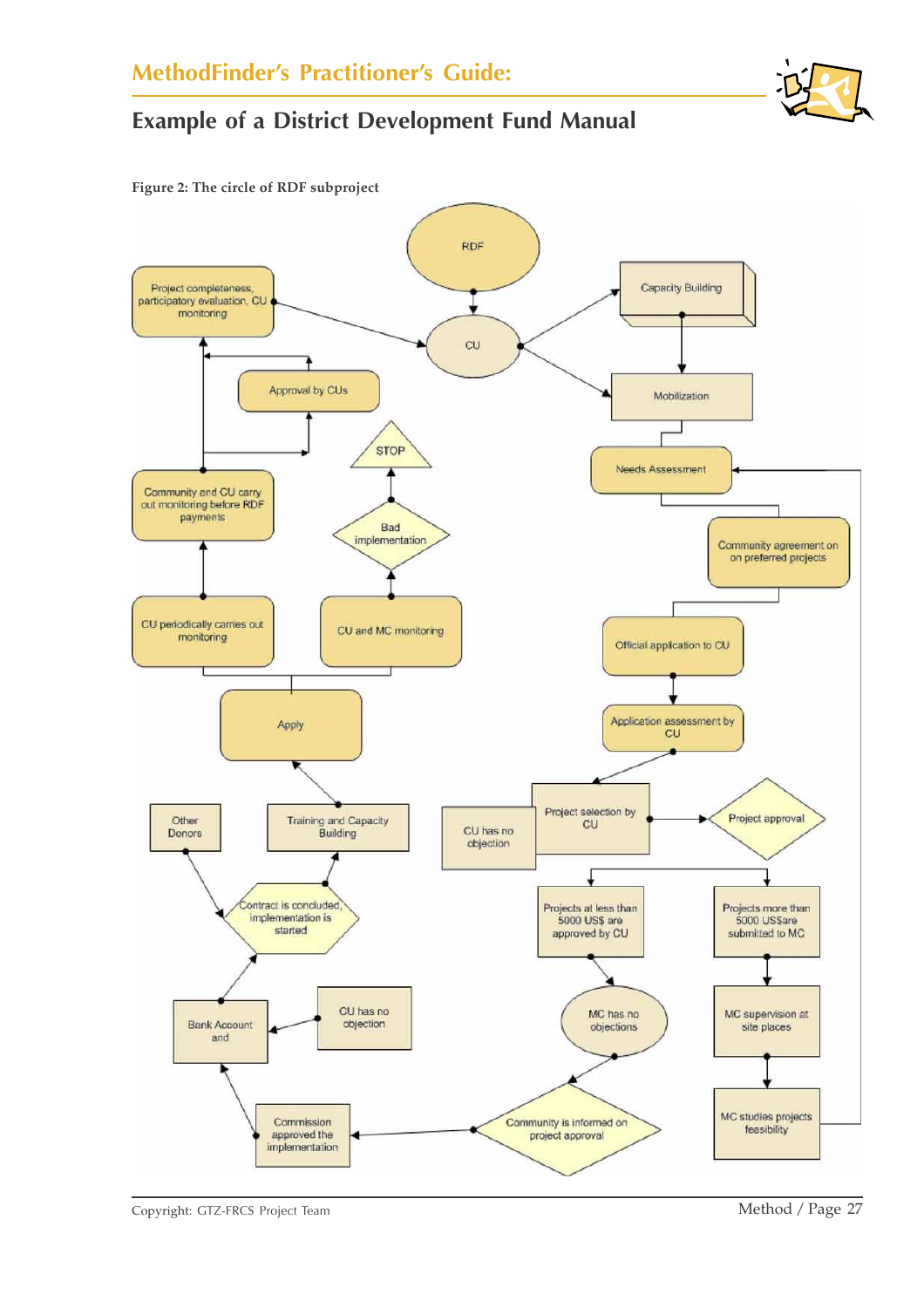**Figure 2: The circle of RDF subproject**

- RDF
- CU
- Capacity Building
- Mobilization
- Needs Assessment
- Community agreement on on preferred projects
- Official application to CU
- Application assessment by CU
- Project selection by CU
- CU has no objection
- Project approval
- Projects at less than 5000 US$ are approved by CU
- Projects more than 5000 US$are submitted to MC
- MC has no objections
- MC supervision at site places
- MC studies projects feasibility
- Community is informed on project approval
- Commission approved the implementation
- Bank Account and
- CU has no objection
- Other Donors
- Contract is concluded, implementation is started
- Training and Capacity Building
- Apply
- CU periodically carries out monitoring
- CU and MC monitoring
- Bad implementation
- STOP
- Community and CU carry out monitoring before RDF payments
- Approval by CUs
- Project completeness, participatory evaluation, CU monitoring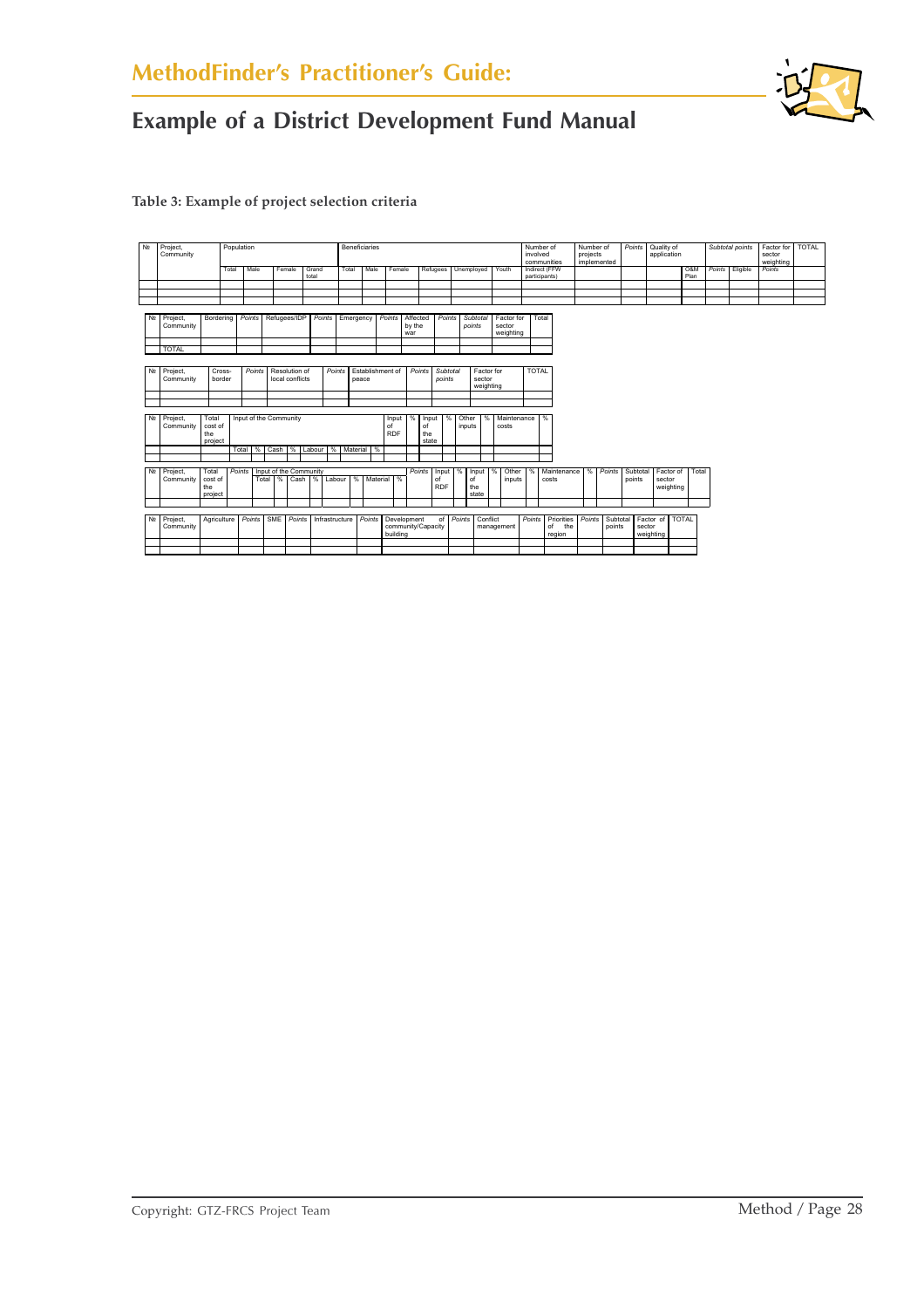## Table 3: Example of project selection criteria

| № | Project, Community | Population | | | | Beneficiaries | | | | | | | Number of involved communities | Number of projects implemented | Points | Quality of application | | Subtotal points | | Factor for sector weighting | TOTAL |
|---|---|---|---|---|---|---|---|---|---|---|---|---|---|---|---|---|---|---|---|---|---|
| | | Total | Male | Female | Grand total | Total | Male | Female | Refugees | Unemployed | Youth | | Indirect (FFW participants) | | | | O&M Plan | Points | Eligible | Points | |
| | | | | | | | | | | | | | | | | | | | | | |
| | | | | | | | | | | | | | | | | | | | | | |
| | | | | | | | | | | | | | | | | | | | | | |

| № | Project, Community | Bordering | Points | Refugees/IDP | Points | Emergency | Points | Affected by the war | Points | Subtotal points | Factor for sector weighting | Total |
|---|---|---|---|---|---|---|---|---|---|---|---|---|
| | | | | | | | | | | | | |
| | TOTAL | | | | | | | | | | | |

| № | Project, Community | Cross-border | Points | Resolution of local conflicts | Points | Establishment of peace | Points | Subtotal points | Factor for sector weighting | TOTAL |
|---|---|---|---|---|---|---|---|---|---|---|
| | | | | | | | | | | |
| | | | | | | | | | | |

| № | Project, Community | Total cost of the project | Input of the Community | | | | | | | | Input of RDF | % | Input of the state | % | Other inputs | % | Maintenance costs | % |
|---|---|---|---|---|---|---|---|---|---|---|---|---|---|---|---|---|---|---|
| | | | Total | % | Cash | % | Labour | % | Material | % | | | | | | | | |
| | | | | | | | | | | | | | | | | | | |

| № | Project, Community | Total cost of the project | Points | Input of the Community | | | | | | | | Points | Input of RDF | % | Input of the state | % | Other inputs | % | Maintenance costs | % | Points | Subtotal points | Factor of sector weighting | Total |
|---|---|---|---|---|---|---|---|---|---|---|---|---|---|---|---|---|---|---|---|---|---|---|---|---|
| | | | | Total | % | Cash | % | Labour | % | Material | % | | | | | | | | | | | | | |
| | | | | | | | | | | | | | | | | | | | | | | | | |

| № | Project, Community | Agriculture | Points | SME | Points | Infrastructure | Points | Development of community/Capacity building | Points | Conflict management | Points | Priorities of the region | Points | Subtotal points | Factor of sector weighting | TOTAL |
|---|---|---|---|---|---|---|---|---|---|---|---|---|---|---|---|---|
| | | | | | | | | | | | | | | | | |
| | | | | | | | | | | | | | | | | |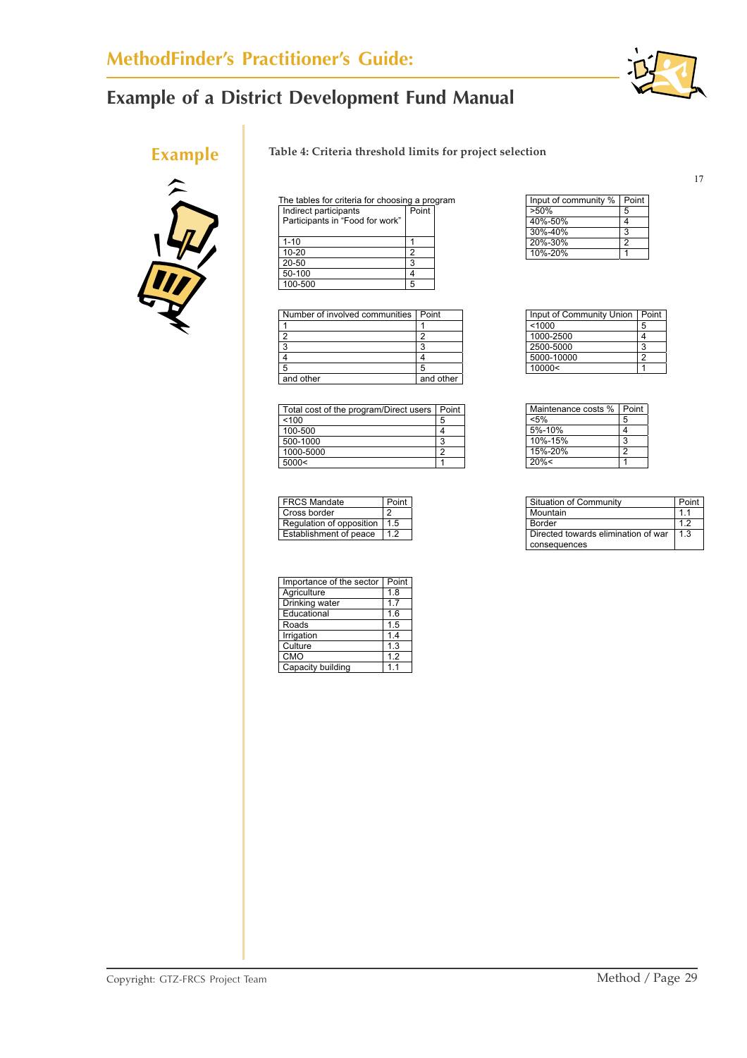## Example

**Table 4: Criteria threshold limits for project selection**

17

The tables for criteria for choosing a program

| Indirect participants Participants in "Food for work" | Point |
|---|---|
| 1-10 | 1 |
| 10-20 | 2 |
| 20-50 | 3 |
| 50-100 | 4 |
| 100-500 | 5 |

| Input of community % | Point |
|---|---|
| >50% | 5 |
| 40%-50% | 4 |
| 30%-40% | 3 |
| 20%-30% | 2 |
| 10%-20% | 1 |

| Number of involved communities | Point |
|---|---|
| 1 | 1 |
| 2 | 2 |
| 3 | 3 |
| 4 | 4 |
| 5 | 5 |
| and other | and other |

| Input of Community Union | Point |
|---|---|
| <1000 | 5 |
| 1000-2500 | 4 |
| 2500-5000 | 3 |
| 5000-10000 | 2 |
| 10000< | 1 |

| Total cost of the program/Direct users | Point |
|---|---|
| <100 | 5 |
| 100-500 | 4 |
| 500-1000 | 3 |
| 1000-5000 | 2 |
| 5000< | 1 |

| Maintenance costs % | Point |
|---|---|
| <5% | 5 |
| 5%-10% | 4 |
| 10%-15% | 3 |
| 15%-20% | 2 |
| 20%< | 1 |

| FRCS Mandate | Point |
|---|---|
| Cross border | 2 |
| Regulation of opposition | 1.5 |
| Establishment of peace | 1.2 |

| Situation of Community | Point |
|---|---|
| Mountain | 1.1 |
| Border | 1.2 |
| Directed towards elimination of war consequences | 1.3 |

| Importance of the sector | Point |
|---|---|
| Agriculture | 1.8 |
| Drinking water | 1.7 |
| Educational | 1.6 |
| Roads | 1.5 |
| Irrigation | 1.4 |
| Culture | 1.3 |
| CMO | 1.2 |
| Capacity building | 1.1 |